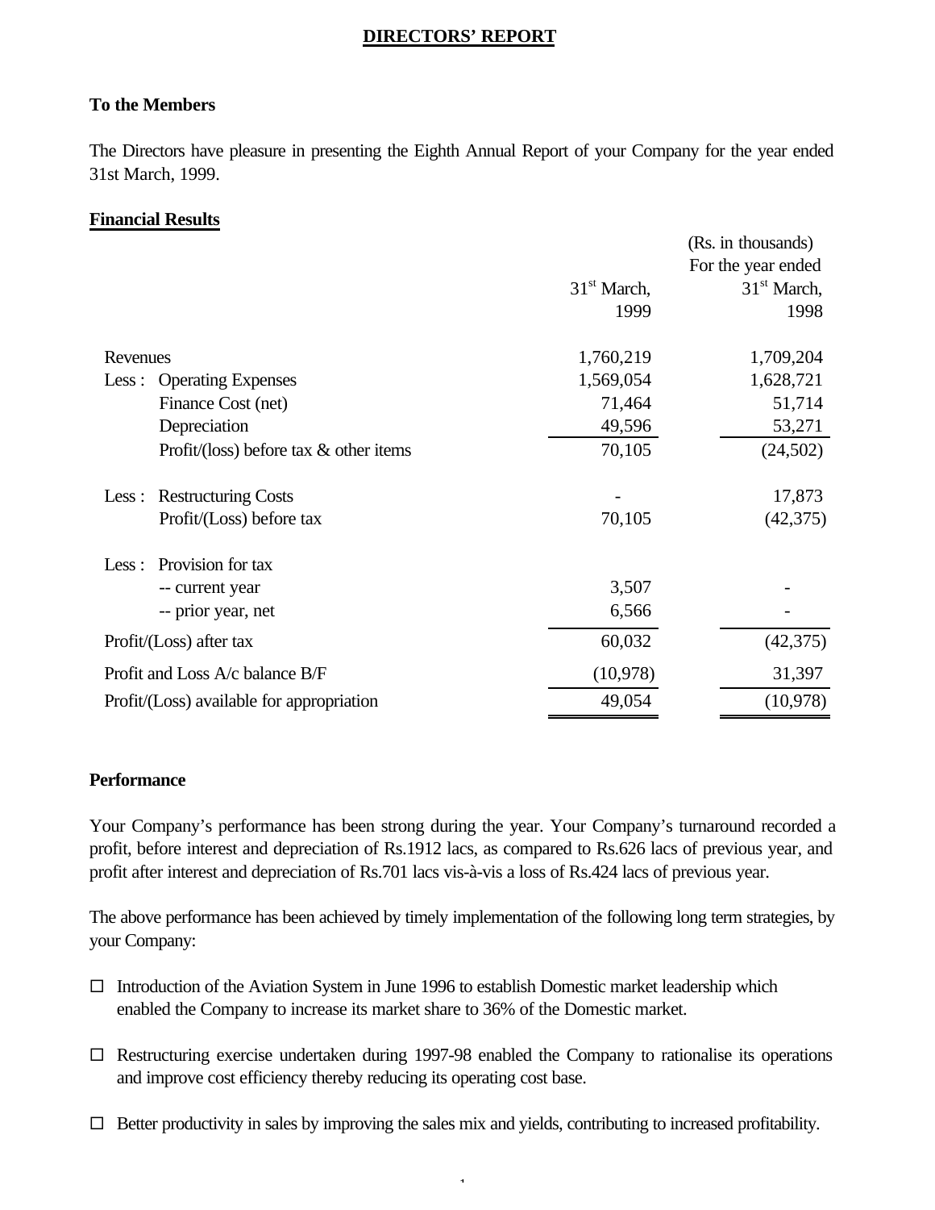# DIRECTORS' REPORT

**To the Members**

The Directors have pleasure in presenting the Eighth Annual Report of your Company for the year ended 31st March, 1999.

## Financial Results

(Rs. in thousands)

| | For the year ended 31st March, 1999 | For the year ended 31st March, 1998 |
|---|---|---|
| Revenues | 1,760,219 | 1,709,204 |
| Less : Operating Expenses | 1,569,054 | 1,628,721 |
| Finance Cost (net) | 71,464 | 51,714 |
| Depreciation | 49,596 | 53,271 |
| Profit/(loss) before tax & other items | 70,105 | (24,502) |
| Less : Restructuring Costs | - | 17,873 |
| Profit/(Loss) before tax | 70,105 | (42,375) |
| Less : Provision for tax | | |
| -- current year | 3,507 | - |
| -- prior year, net | 6,566 | - |
| Profit/(Loss) after tax | 60,032 | (42,375) |
| Profit and Loss A/c balance B/F | (10,978) | 31,397 |
| Profit/(Loss) available for appropriation | 49,054 | (10,978) |

**Performance**

Your Company's performance has been strong during the year. Your Company's turnaround recorded a profit, before interest and depreciation of Rs.1912 lacs, as compared to Rs.626 lacs of previous year, and profit after interest and depreciation of Rs.701 lacs vis-à-vis a loss of Rs.424 lacs of previous year.

The above performance has been achieved by timely implementation of the following long term strategies, by your Company:

- Introduction of the Aviation System in June 1996 to establish Domestic market leadership which enabled the Company to increase its market share to 36% of the Domestic market.
- Restructuring exercise undertaken during 1997-98 enabled the Company to rationalise its operations and improve cost efficiency thereby reducing its operating cost base.
- Better productivity in sales by improving the sales mix and yields, contributing to increased profitability.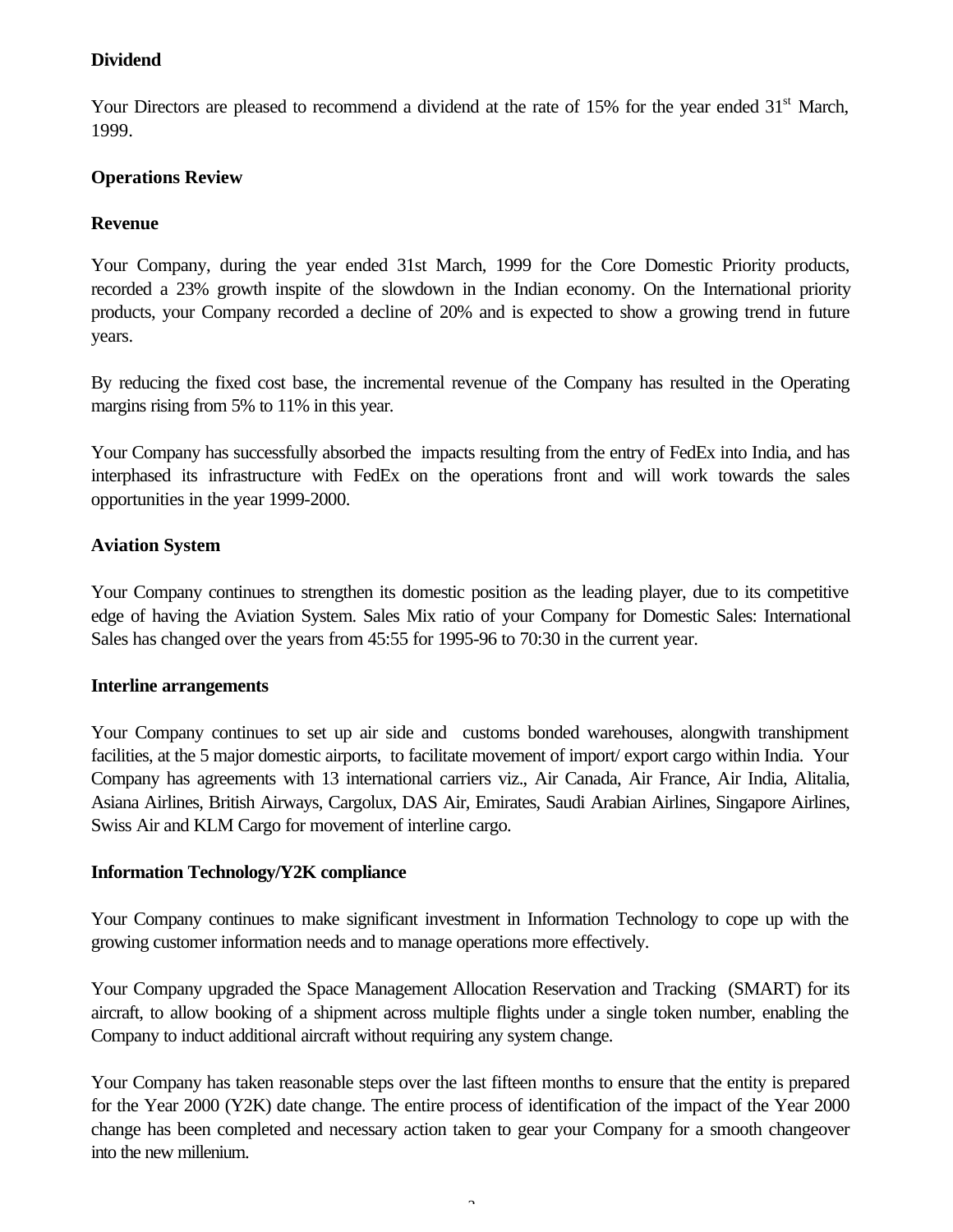**Dividend**

Your Directors are pleased to recommend a dividend at the rate of 15% for the year ended 31st March, 1999.

**Operations Review**

**Revenue**

Your Company, during the year ended 31st March, 1999 for the Core Domestic Priority products, recorded a 23% growth inspite of the slowdown in the Indian economy. On the International priority products, your Company recorded a decline of 20% and is expected to show a growing trend in future years.

By reducing the fixed cost base, the incremental revenue of the Company has resulted in the Operating margins rising from 5% to 11% in this year.

Your Company has successfully absorbed the impacts resulting from the entry of FedEx into India, and has interphased its infrastructure with FedEx on the operations front and will work towards the sales opportunities in the year 1999-2000.

**Aviation System**

Your Company continues to strengthen its domestic position as the leading player, due to its competitive edge of having the Aviation System. Sales Mix ratio of your Company for Domestic Sales: International Sales has changed over the years from 45:55 for 1995-96 to 70:30 in the current year.

**Interline arrangements**

Your Company continues to set up air side and customs bonded warehouses, alongwith transhipment facilities, at the 5 major domestic airports, to facilitate movement of import/ export cargo within India. Your Company has agreements with 13 international carriers viz., Air Canada, Air France, Air India, Alitalia, Asiana Airlines, British Airways, Cargolux, DAS Air, Emirates, Saudi Arabian Airlines, Singapore Airlines, Swiss Air and KLM Cargo for movement of interline cargo.

**Information Technology/Y2K compliance**

Your Company continues to make significant investment in Information Technology to cope up with the growing customer information needs and to manage operations more effectively.

Your Company upgraded the Space Management Allocation Reservation and Tracking (SMART) for its aircraft, to allow booking of a shipment across multiple flights under a single token number, enabling the Company to induct additional aircraft without requiring any system change.

Your Company has taken reasonable steps over the last fifteen months to ensure that the entity is prepared for the Year 2000 (Y2K) date change. The entire process of identification of the impact of the Year 2000 change has been completed and necessary action taken to gear your Company for a smooth changeover into the new millenium.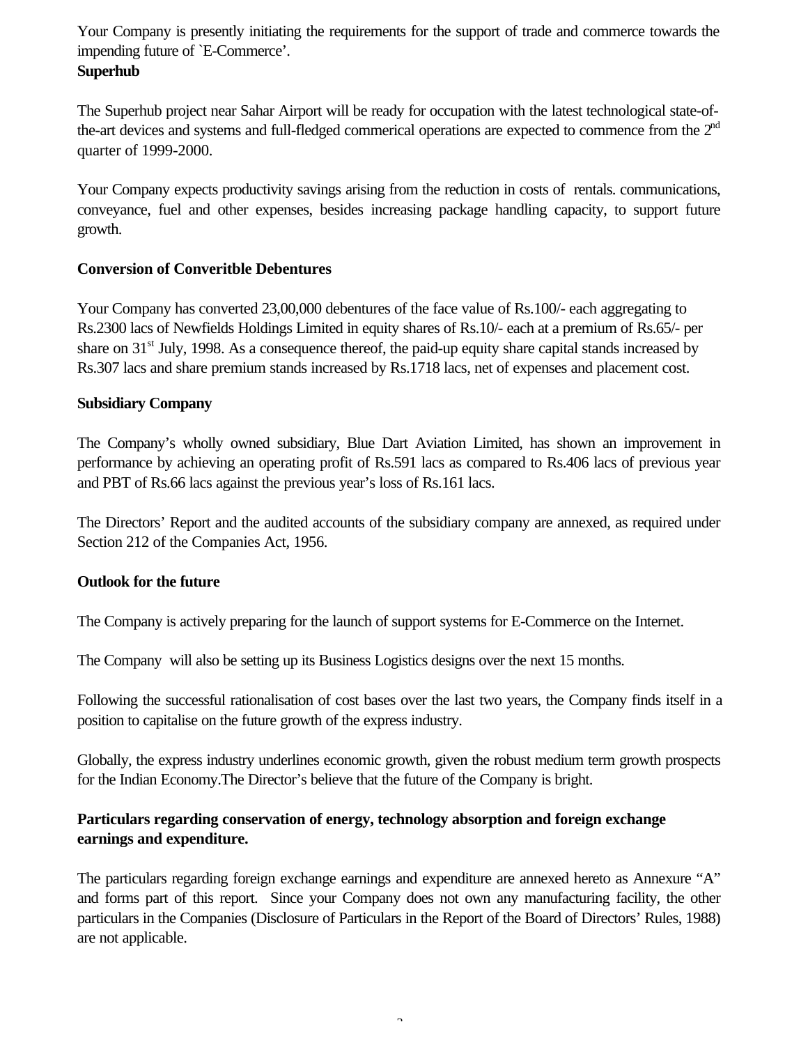Your Company is presently initiating the requirements for the support of trade and commerce towards the impending future of `E-Commerce'.

**Superhub**

The Superhub project near Sahar Airport will be ready for occupation with the latest technological state-of-the-art devices and systems and full-fledged commerical operations are expected to commence from the 2nd quarter of 1999-2000.

Your Company expects productivity savings arising from the reduction in costs of rentals. communications, conveyance, fuel and other expenses, besides increasing package handling capacity, to support future growth.

**Conversion of Converitble Debentures**

Your Company has converted 23,00,000 debentures of the face value of Rs.100/- each aggregating to Rs.2300 lacs of Newfields Holdings Limited in equity shares of Rs.10/- each at a premium of Rs.65/- per share on 31st July, 1998. As a consequence thereof, the paid-up equity share capital stands increased by Rs.307 lacs and share premium stands increased by Rs.1718 lacs, net of expenses and placement cost.

**Subsidiary Company**

The Company's wholly owned subsidiary, Blue Dart Aviation Limited, has shown an improvement in performance by achieving an operating profit of Rs.591 lacs as compared to Rs.406 lacs of previous year and PBT of Rs.66 lacs against the previous year's loss of Rs.161 lacs.

The Directors' Report and the audited accounts of the subsidiary company are annexed, as required under Section 212 of the Companies Act, 1956.

**Outlook for the future**

The Company is actively preparing for the launch of support systems for E-Commerce on the Internet.

The Company will also be setting up its Business Logistics designs over the next 15 months.

Following the successful rationalisation of cost bases over the last two years, the Company finds itself in a position to capitalise on the future growth of the express industry.

Globally, the express industry underlines economic growth, given the robust medium term growth prospects for the Indian Economy.The Director's believe that the future of the Company is bright.

**Particulars regarding conservation of energy, technology absorption and foreign exchange earnings and expenditure.**

The particulars regarding foreign exchange earnings and expenditure are annexed hereto as Annexure "A" and forms part of this report. Since your Company does not own any manufacturing facility, the other particulars in the Companies (Disclosure of Particulars in the Report of the Board of Directors' Rules, 1988) are not applicable.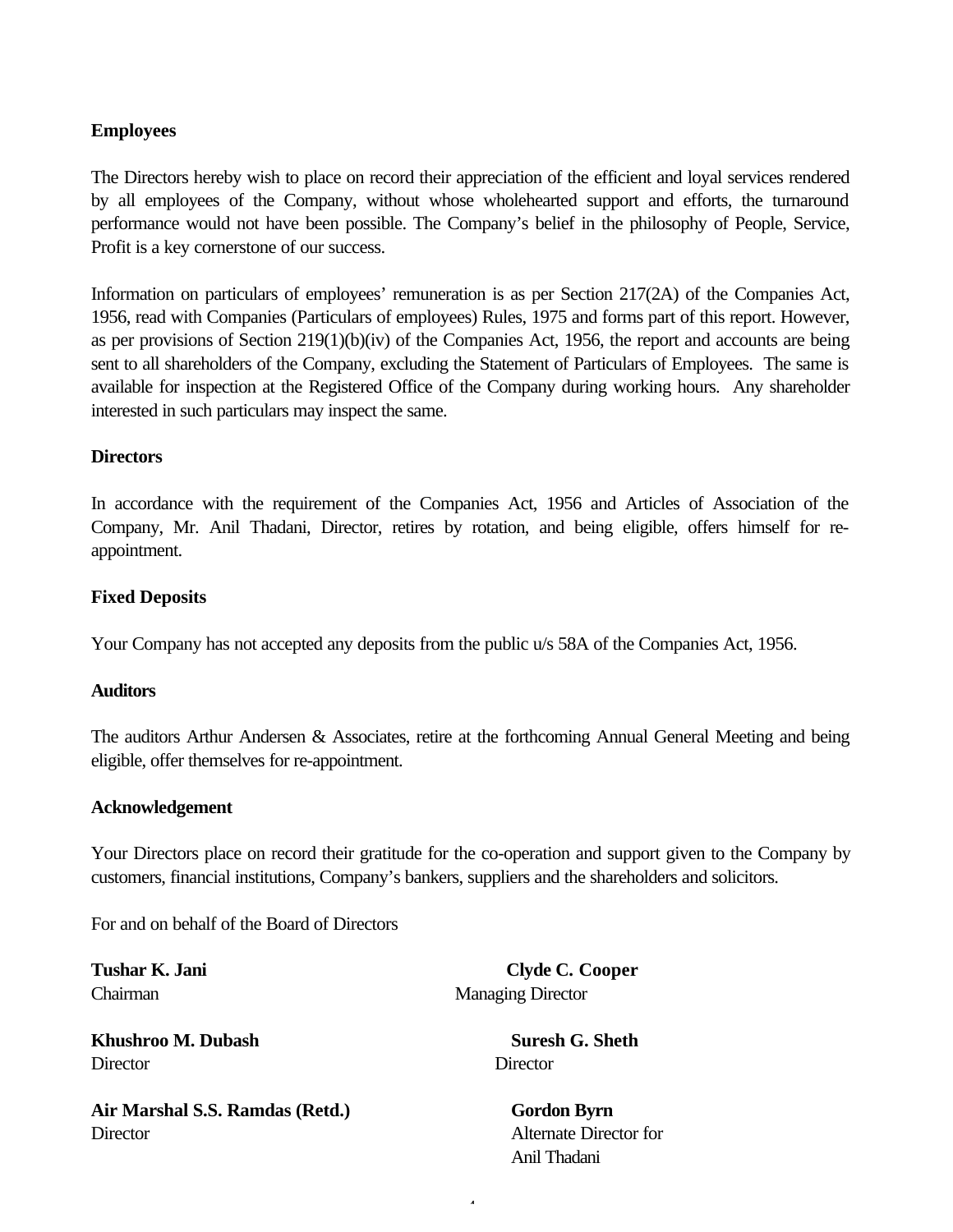**Employees**

The Directors hereby wish to place on record their appreciation of the efficient and loyal services rendered by all employees of the Company, without whose wholehearted support and efforts, the turnaround performance would not have been possible. The Company's belief in the philosophy of People, Service, Profit is a key cornerstone of our success.

Information on particulars of employees' remuneration is as per Section 217(2A) of the Companies Act, 1956, read with Companies (Particulars of employees) Rules, 1975 and forms part of this report. However, as per provisions of Section 219(1)(b)(iv) of the Companies Act, 1956, the report and accounts are being sent to all shareholders of the Company, excluding the Statement of Particulars of Employees. The same is available for inspection at the Registered Office of the Company during working hours. Any shareholder interested in such particulars may inspect the same.

**Directors**

In accordance with the requirement of the Companies Act, 1956 and Articles of Association of the Company, Mr. Anil Thadani, Director, retires by rotation, and being eligible, offers himself for re-appointment.

**Fixed Deposits**

Your Company has not accepted any deposits from the public u/s 58A of the Companies Act, 1956.

**Auditors**

The auditors Arthur Andersen & Associates, retire at the forthcoming Annual General Meeting and being eligible, offer themselves for re-appointment.

**Acknowledgement**

Your Directors place on record their gratitude for the co-operation and support given to the Company by customers, financial institutions, Company's bankers, suppliers and the shareholders and solicitors.

For and on behalf of the Board of Directors

**Tushar K. Jani**
Chairman

**Clyde C. Cooper**
Managing Director

**Khushroo M. Dubash**
Director

**Suresh G. Sheth**
Director

**Air Marshal S.S. Ramdas (Retd.)**
Director

**Gordon Byrn**
Alternate Director for
Anil Thadani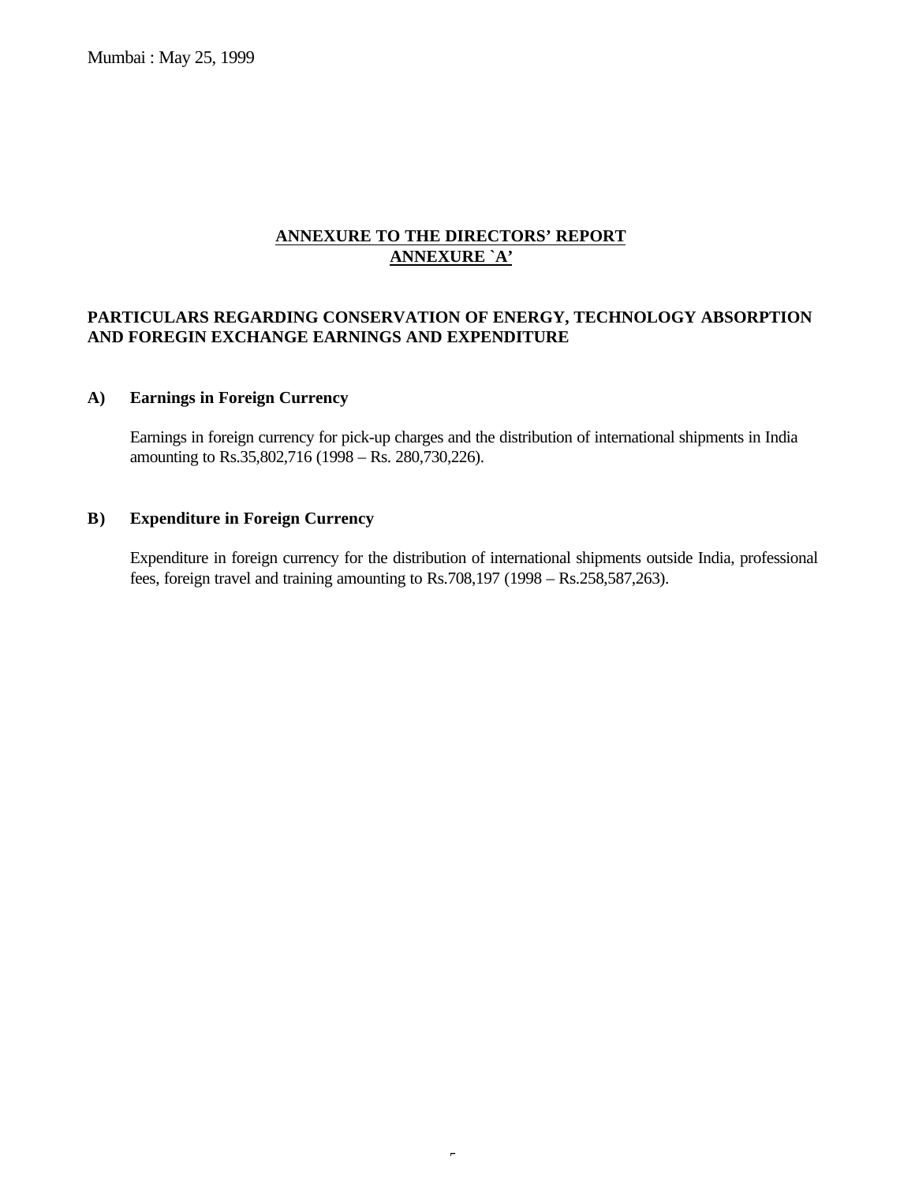Mumbai : May 25, 1999

## ANNEXURE TO THE DIRECTORS' REPORT
## ANNEXURE `A'

**PARTICULARS REGARDING CONSERVATION OF ENERGY, TECHNOLOGY ABSORPTION AND FOREGIN EXCHANGE EARNINGS AND EXPENDITURE**

**A) Earnings in Foreign Currency**

Earnings in foreign currency for pick-up charges and the distribution of international shipments in India amounting to Rs.35,802,716 (1998 – Rs. 280,730,226).

**B) Expenditure in Foreign Currency**

Expenditure in foreign currency for the distribution of international shipments outside India, professional fees, foreign travel and training amounting to Rs.708,197 (1998 – Rs.258,587,263).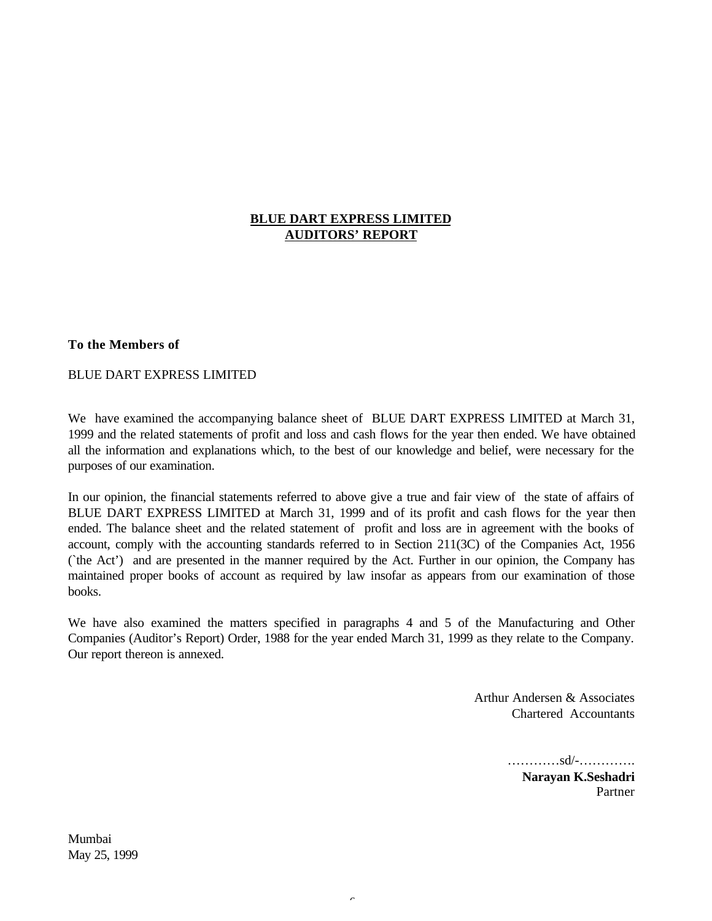# BLUE DART EXPRESS LIMITED
## AUDITORS' REPORT

**To the Members of**

BLUE DART EXPRESS LIMITED

We have examined the accompanying balance sheet of BLUE DART EXPRESS LIMITED at March 31, 1999 and the related statements of profit and loss and cash flows for the year then ended. We have obtained all the information and explanations which, to the best of our knowledge and belief, were necessary for the purposes of our examination.

In our opinion, the financial statements referred to above give a true and fair view of the state of affairs of BLUE DART EXPRESS LIMITED at March 31, 1999 and of its profit and cash flows for the year then ended. The balance sheet and the related statement of profit and loss are in agreement with the books of account, comply with the accounting standards referred to in Section 211(3C) of the Companies Act, 1956 (`the Act') and are presented in the manner required by the Act. Further in our opinion, the Company has maintained proper books of account as required by law insofar as appears from our examination of those books.

We have also examined the matters specified in paragraphs 4 and 5 of the Manufacturing and Other Companies (Auditor's Report) Order, 1988 for the year ended March 31, 1999 as they relate to the Company. Our report thereon is annexed.

Arthur Andersen & Associates
Chartered Accountants

…………sd/-………….
**Narayan K.Seshadri**
Partner

Mumbai
May 25, 1999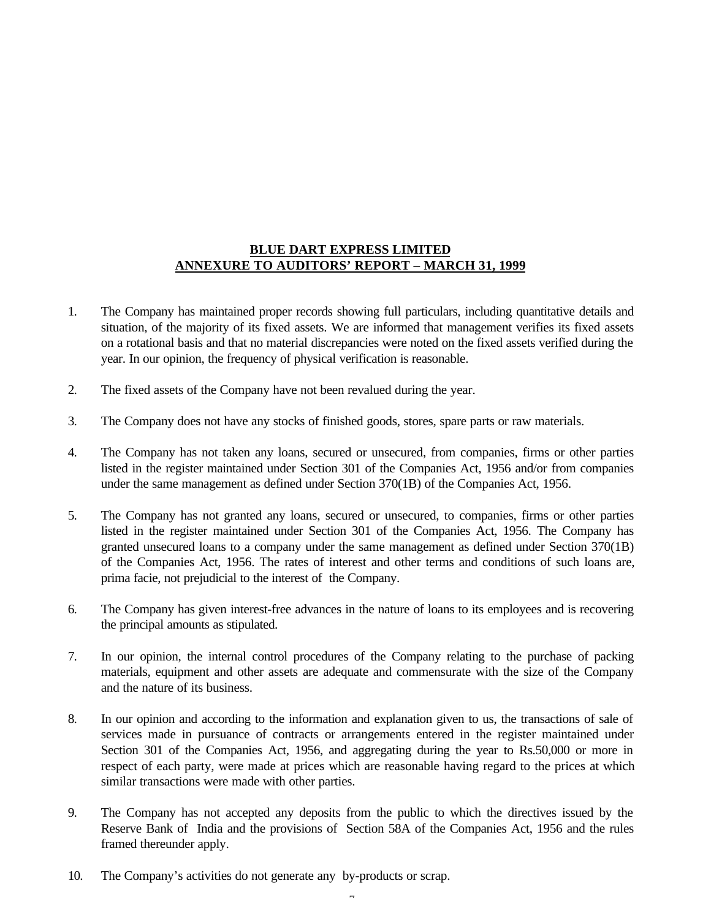**BLUE DART EXPRESS LIMITED**
**ANNEXURE TO AUDITORS' REPORT – MARCH 31, 1999**

1. The Company has maintained proper records showing full particulars, including quantitative details and situation, of the majority of its fixed assets. We are informed that management verifies its fixed assets on a rotational basis and that no material discrepancies were noted on the fixed assets verified during the year. In our opinion, the frequency of physical verification is reasonable.

2. The fixed assets of the Company have not been revalued during the year.

3. The Company does not have any stocks of finished goods, stores, spare parts or raw materials.

4. The Company has not taken any loans, secured or unsecured, from companies, firms or other parties listed in the register maintained under Section 301 of the Companies Act, 1956 and/or from companies under the same management as defined under Section 370(1B) of the Companies Act, 1956.

5. The Company has not granted any loans, secured or unsecured, to companies, firms or other parties listed in the register maintained under Section 301 of the Companies Act, 1956. The Company has granted unsecured loans to a company under the same management as defined under Section 370(1B) of the Companies Act, 1956. The rates of interest and other terms and conditions of such loans are, prima facie, not prejudicial to the interest of the Company.

6. The Company has given interest-free advances in the nature of loans to its employees and is recovering the principal amounts as stipulated.

7. In our opinion, the internal control procedures of the Company relating to the purchase of packing materials, equipment and other assets are adequate and commensurate with the size of the Company and the nature of its business.

8. In our opinion and according to the information and explanation given to us, the transactions of sale of services made in pursuance of contracts or arrangements entered in the register maintained under Section 301 of the Companies Act, 1956, and aggregating during the year to Rs.50,000 or more in respect of each party, were made at prices which are reasonable having regard to the prices at which similar transactions were made with other parties.

9. The Company has not accepted any deposits from the public to which the directives issued by the Reserve Bank of India and the provisions of Section 58A of the Companies Act, 1956 and the rules framed thereunder apply.

10. The Company's activities do not generate any by-products or scrap.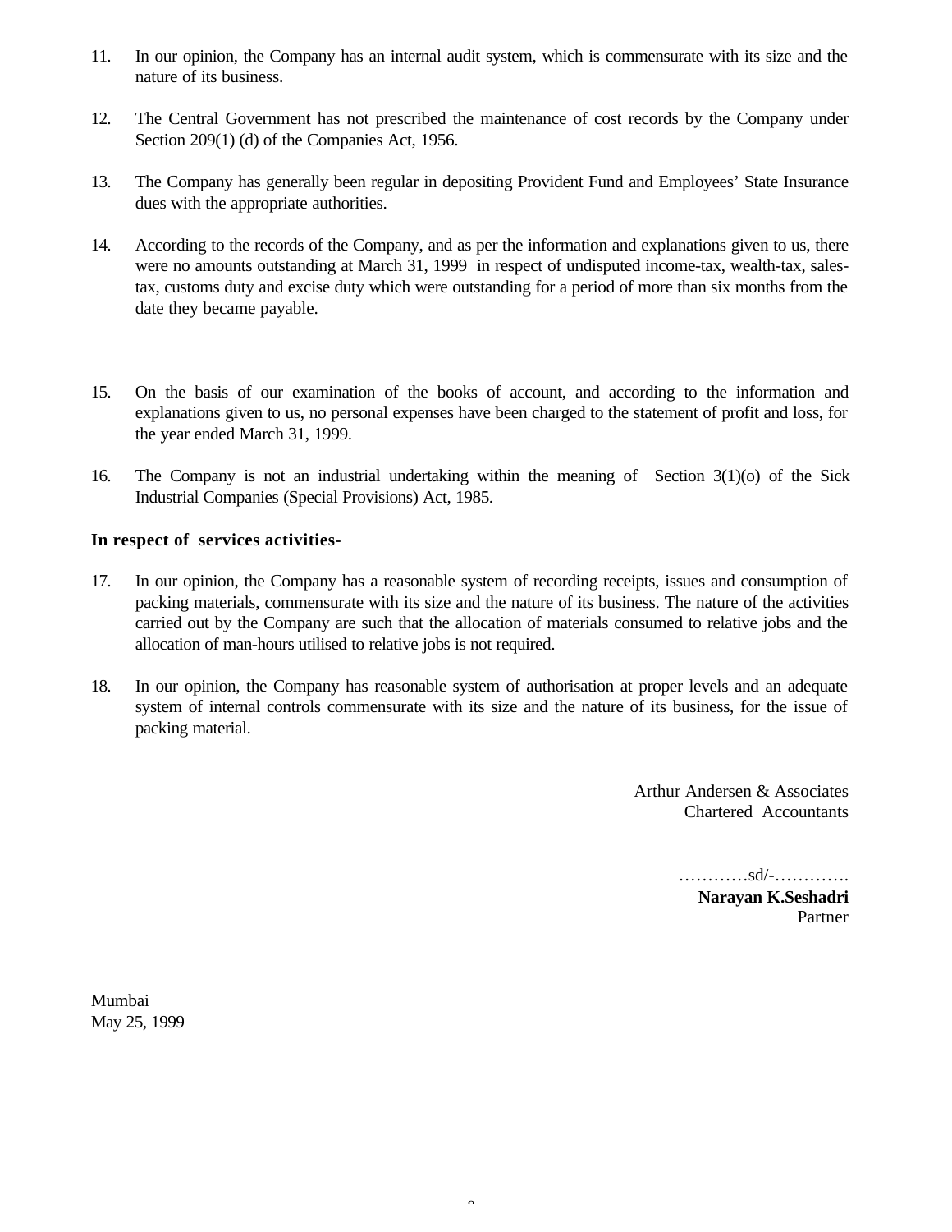11. In our opinion, the Company has an internal audit system, which is commensurate with its size and the nature of its business.

12. The Central Government has not prescribed the maintenance of cost records by the Company under Section 209(1) (d) of the Companies Act, 1956.

13. The Company has generally been regular in depositing Provident Fund and Employees' State Insurance dues with the appropriate authorities.

14. According to the records of the Company, and as per the information and explanations given to us, there were no amounts outstanding at March 31, 1999 in respect of undisputed income-tax, wealth-tax, sales-tax, customs duty and excise duty which were outstanding for a period of more than six months from the date they became payable.

15. On the basis of our examination of the books of account, and according to the information and explanations given to us, no personal expenses have been charged to the statement of profit and loss, for the year ended March 31, 1999.

16. The Company is not an industrial undertaking within the meaning of Section 3(1)(o) of the Sick Industrial Companies (Special Provisions) Act, 1985.

**In respect of services activities-**

17. In our opinion, the Company has a reasonable system of recording receipts, issues and consumption of packing materials, commensurate with its size and the nature of its business. The nature of the activities carried out by the Company are such that the allocation of materials consumed to relative jobs and the allocation of man-hours utilised to relative jobs is not required.

18. In our opinion, the Company has reasonable system of authorisation at proper levels and an adequate system of internal controls commensurate with its size and the nature of its business, for the issue of packing material.

Arthur Andersen & Associates
Chartered Accountants

…………sd/-………….
**Narayan K.Seshadri**
Partner

Mumbai
May 25, 1999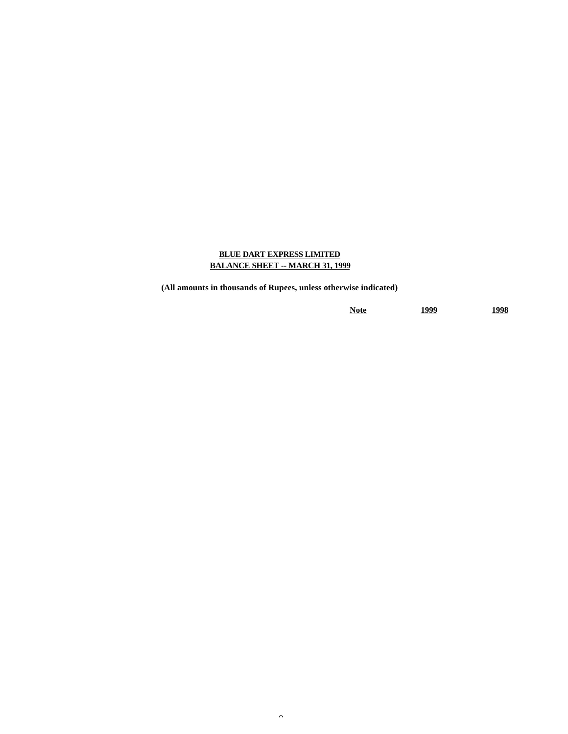**BLUE DART EXPRESS LIMITED**
**BALANCE SHEET -- MARCH 31, 1999**

**(All amounts in thousands of Rupees, unless otherwise indicated)**

| | Note | 1999 | 1998 |
|---|---|---|---|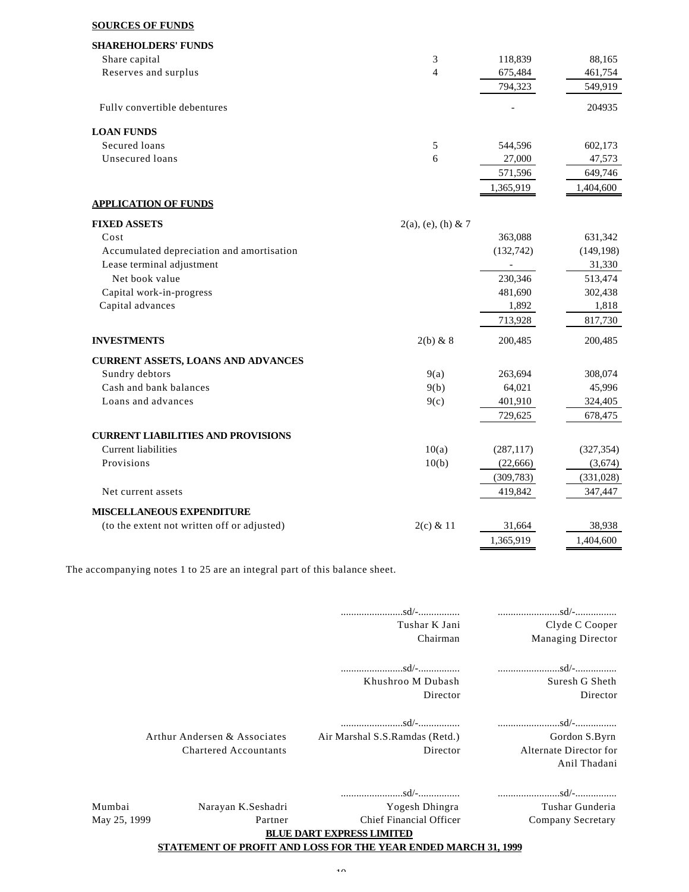**SOURCES OF FUNDS**

| | | | |
|---|---|---|---|
| **SHAREHOLDERS' FUNDS** | | | |
| Share capital | 3 | 118,839 | 88,165 |
| Reserves and surplus | 4 | 675,484 | 461,754 |
| | | 794,323 | 549,919 |
| Fully convertible debentures | | - | 204935 |
| **LOAN FUNDS** | | | |
| Secured loans | 5 | 544,596 | 602,173 |
| Unsecured loans | 6 | 27,000 | 47,573 |
| | | 571,596 | 649,746 |
| | | 1,365,919 | 1,404,600 |
| **APPLICATION OF FUNDS** | | | |
| **FIXED ASSETS** | 2(a), (e), (h) & 7 | | |
| Cost | | 363,088 | 631,342 |
| Accumulated depreciation and amortisation | | (132,742) | (149,198) |
| Lease terminal adjustment | | - | 31,330 |
| Net book value | | 230,346 | 513,474 |
| Capital work-in-progress | | 481,690 | 302,438 |
| Capital advances | | 1,892 | 1,818 |
| | | 713,928 | 817,730 |
| **INVESTMENTS** | 2(b) & 8 | 200,485 | 200,485 |
| **CURRENT ASSETS, LOANS AND ADVANCES** | | | |
| Sundry debtors | 9(a) | 263,694 | 308,074 |
| Cash and bank balances | 9(b) | 64,021 | 45,996 |
| Loans and advances | 9(c) | 401,910 | 324,405 |
| | | 729,625 | 678,475 |
| **CURRENT LIABILITIES AND PROVISIONS** | | | |
| Current liabilities | 10(a) | (287,117) | (327,354) |
| Provisions | 10(b) | (22,666) | (3,674) |
| | | (309,783) | (331,028) |
| Net current assets | | 419,842 | 347,447 |
| **MISCELLANEOUS EXPENDITURE** | | | |
| (to the extent not written off or adjusted) | 2(c) & 11 | 31,664 | 38,938 |
| | | 1,365,919 | 1,404,600 |

The accompanying notes 1 to 25 are an integral part of this balance sheet.

| | | |
|---|---|---|
| | ........................sd/-................ | ........................sd/-................ |
| | Tushar K Jani | Clyde C Cooper |
| | Chairman | Managing Director |
| | ........................sd/-................ | ........................sd/-................ |
| | Khushroo M Dubash | Suresh G Sheth |
| | Director | Director |
| | ........................sd/-................ | ........................sd/-................ |
| Arthur Andersen & Associates | Air Marshal S.S.Ramdas (Retd.) | Gordon S.Byrn |
| Chartered Accountants | Director | Alternate Director for Anil Thadani |
| | ........................sd/-................ | ........................sd/-................ |
| Mumbai — Narayan K.Seshadri | Yogesh Dhingra | Tushar Gunderia |
| May 25, 1999 — Partner | Chief Financial Officer | Company Secretary |

**BLUE DART EXPRESS LIMITED**

**STATEMENT OF PROFIT AND LOSS FOR THE YEAR ENDED MARCH 31, 1999**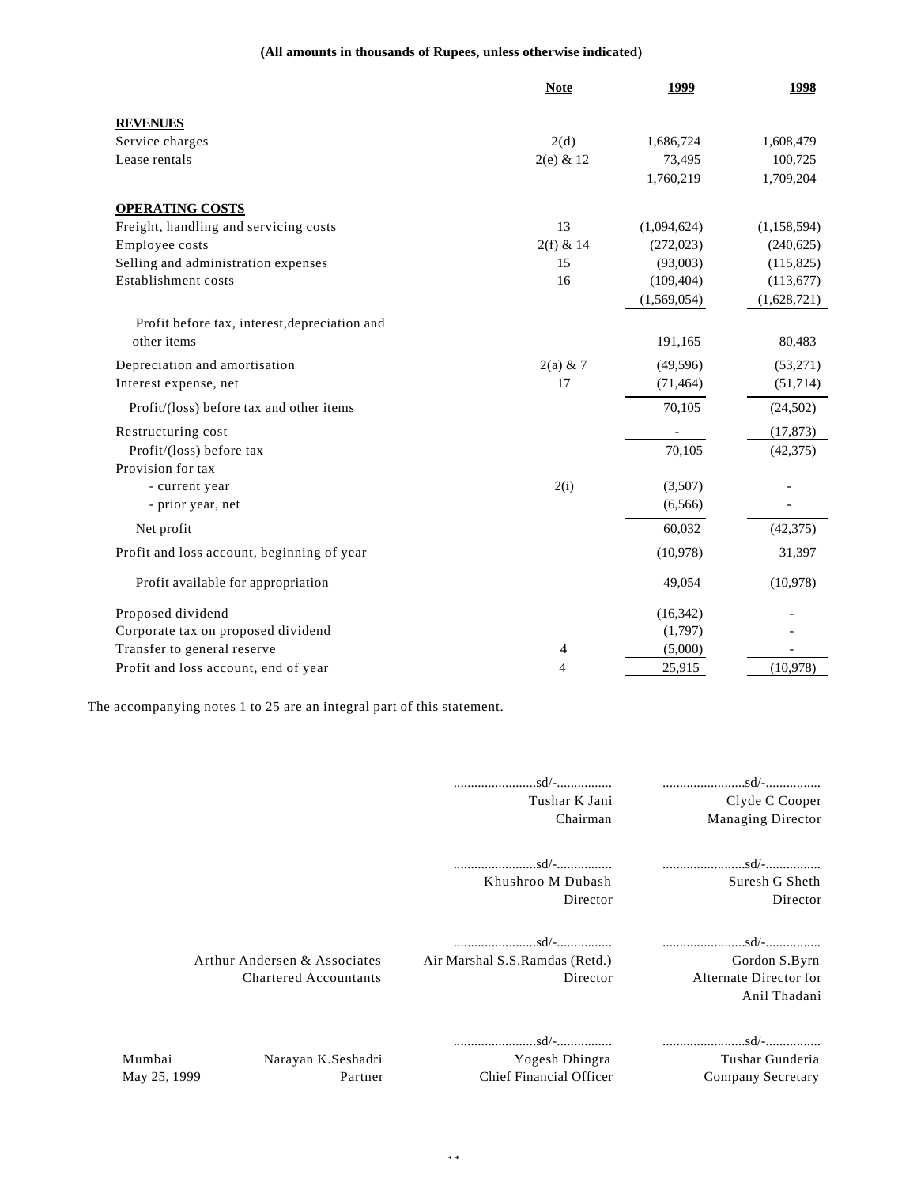**(All amounts in thousands of Rupees, unless otherwise indicated)**

| | Note | 1999 | 1998 |
|---|---|---|---|
| **REVENUES** | | | |
| Service charges | 2(d) | 1,686,724 | 1,608,479 |
| Lease rentals | 2(e) & 12 | 73,495 | 100,725 |
| | | 1,760,219 | 1,709,204 |
| **OPERATING COSTS** | | | |
| Freight, handling and servicing costs | 13 | (1,094,624) | (1,158,594) |
| Employee costs | 2(f) & 14 | (272,023) | (240,625) |
| Selling and administration expenses | 15 | (93,003) | (115,825) |
| Establishment costs | 16 | (109,404) | (113,677) |
| | | (1,569,054) | (1,628,721) |
| Profit before tax, interest,depreciation and other items | | 191,165 | 80,483 |
| Depreciation and amortisation | 2(a) & 7 | (49,596) | (53,271) |
| Interest expense, net | 17 | (71,464) | (51,714) |
| Profit/(loss) before tax and other items | | 70,105 | (24,502) |
| Restructuring cost | | - | (17,873) |
| Profit/(loss) before tax | | 70,105 | (42,375) |
| Provision for tax | | | |
| - current year | 2(i) | (3,507) | - |
| - prior year, net | | (6,566) | - |
| Net profit | | 60,032 | (42,375) |
| Profit and loss account, beginning of year | | (10,978) | 31,397 |
| Profit available for appropriation | | 49,054 | (10,978) |
| Proposed dividend | | (16,342) | - |
| Corporate tax on proposed dividend | | (1,797) | - |
| Transfer to general reserve | 4 | (5,000) | - |
| Profit and loss account, end of year | 4 | 25,915 | (10,978) |

The accompanying notes 1 to 25 are an integral part of this statement.

| | | | |
|---|---|---|---|
| | | ........................sd/-................ Tushar K Jani Chairman | ........................sd/-................ Clyde C Cooper Managing Director |
| | | ........................sd/-................ Khushroo M Dubash Director | ........................sd/-................ Suresh G Sheth Director |
| | Arthur Andersen & Associates Chartered Accountants | ........................sd/-................ Air Marshal S.S.Ramdas (Retd.) Director | ........................sd/-................ Gordon S.Byrn Alternate Director for Anil Thadani |
| Mumbai May 25, 1999 | Narayan K.Seshadri Partner | ........................sd/-................ Yogesh Dhingra Chief Financial Officer | ........................sd/-................ Tushar Gunderia Company Secretary |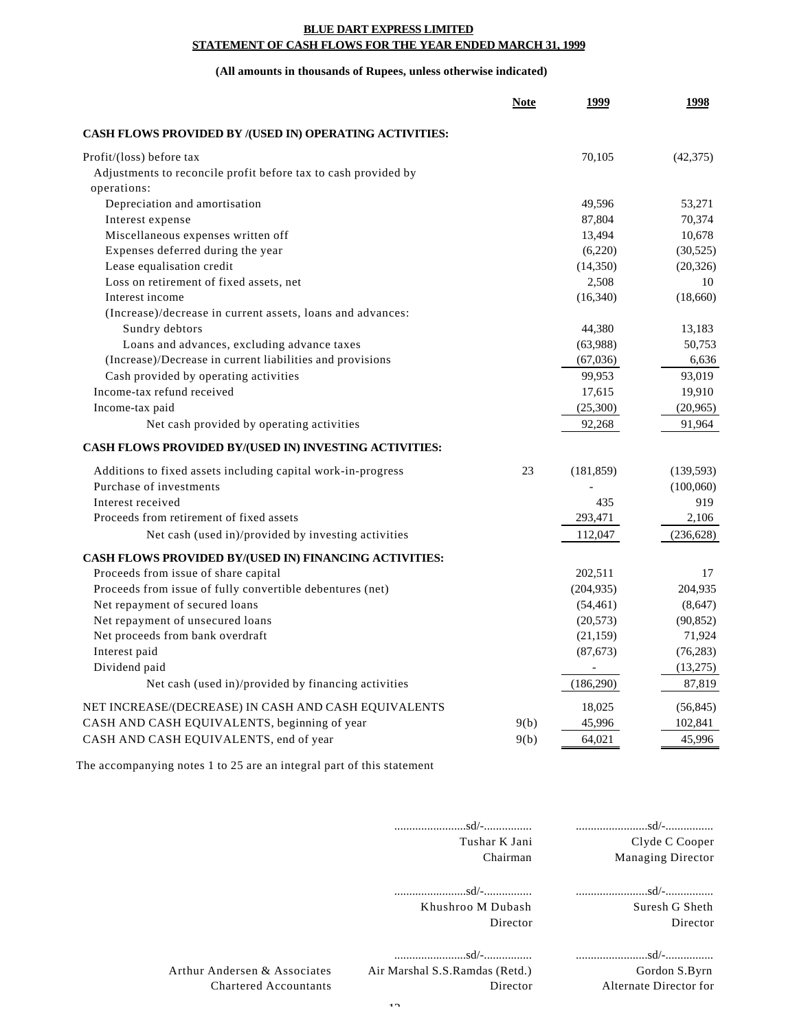**BLUE DART EXPRESS LIMITED**
**STATEMENT OF CASH FLOWS FOR THE YEAR ENDED MARCH 31, 1999**

**(All amounts in thousands of Rupees, unless otherwise indicated)**

| | Note | 1999 | 1998 |
|---|---|---|---|
| **CASH FLOWS PROVIDED BY /(USED IN) OPERATING ACTIVITIES:** | | | |
| Profit/(loss) before tax | | 70,105 | (42,375) |
| Adjustments to reconcile profit before tax to cash provided by operations: | | | |
| Depreciation and amortisation | | 49,596 | 53,271 |
| Interest expense | | 87,804 | 70,374 |
| Miscellaneous expenses written off | | 13,494 | 10,678 |
| Expenses deferred during the year | | (6,220) | (30,525) |
| Lease equalisation credit | | (14,350) | (20,326) |
| Loss on retirement of fixed assets, net | | 2,508 | 10 |
| Interest income | | (16,340) | (18,660) |
| (Increase)/decrease in current assets, loans and advances: | | | |
| Sundry debtors | | 44,380 | 13,183 |
| Loans and advances, excluding advance taxes | | (63,988) | 50,753 |
| (Increase)/Decrease in current liabilities and provisions | | (67,036) | 6,636 |
| Cash provided by operating activities | | 99,953 | 93,019 |
| Income-tax refund received | | 17,615 | 19,910 |
| Income-tax paid | | (25,300) | (20,965) |
| Net cash provided by operating activities | | 92,268 | 91,964 |
| **CASH FLOWS PROVIDED BY/(USED IN) INVESTING ACTIVITIES:** | | | |
| Additions to fixed assets including capital work-in-progress | 23 | (181,859) | (139,593) |
| Purchase of investments | | - | (100,060) |
| Interest received | | 435 | 919 |
| Proceeds from retirement of fixed assets | | 293,471 | 2,106 |
| Net cash (used in)/provided by investing activities | | 112,047 | (236,628) |
| **CASH FLOWS PROVIDED BY/(USED IN) FINANCING ACTIVITIES:** | | | |
| Proceeds from issue of share capital | | 202,511 | 17 |
| Proceeds from issue of fully convertible debentures (net) | | (204,935) | 204,935 |
| Net repayment of secured loans | | (54,461) | (8,647) |
| Net repayment of unsecured loans | | (20,573) | (90,852) |
| Net proceeds from bank overdraft | | (21,159) | 71,924 |
| Interest paid | | (87,673) | (76,283) |
| Dividend paid | | - | (13,275) |
| Net cash (used in)/provided by financing activities | | (186,290) | 87,819 |
| NET INCREASE/(DECREASE) IN CASH AND CASH EQUIVALENTS | | 18,025 | (56,845) |
| CASH AND CASH EQUIVALENTS, beginning of year | 9(b) | 45,996 | 102,841 |
| CASH AND CASH EQUIVALENTS, end of year | 9(b) | 64,021 | 45,996 |

The accompanying notes 1 to 25 are an integral part of this statement

| | | |
|---|---|---|
| | ........................sd/-................ | ........................sd/-................ |
| | Tushar K Jani | Clyde C Cooper |
| | Chairman | Managing Director |
| | ........................sd/-................ | ........................sd/-................ |
| | Khushroo M Dubash | Suresh G Sheth |
| | Director | Director |
| | ........................sd/-................ | ........................sd/-................ |
| Arthur Andersen & Associates | Air Marshal S.S.Ramdas (Retd.) | Gordon S.Byrn |
| Chartered Accountants | Director | Alternate Director for |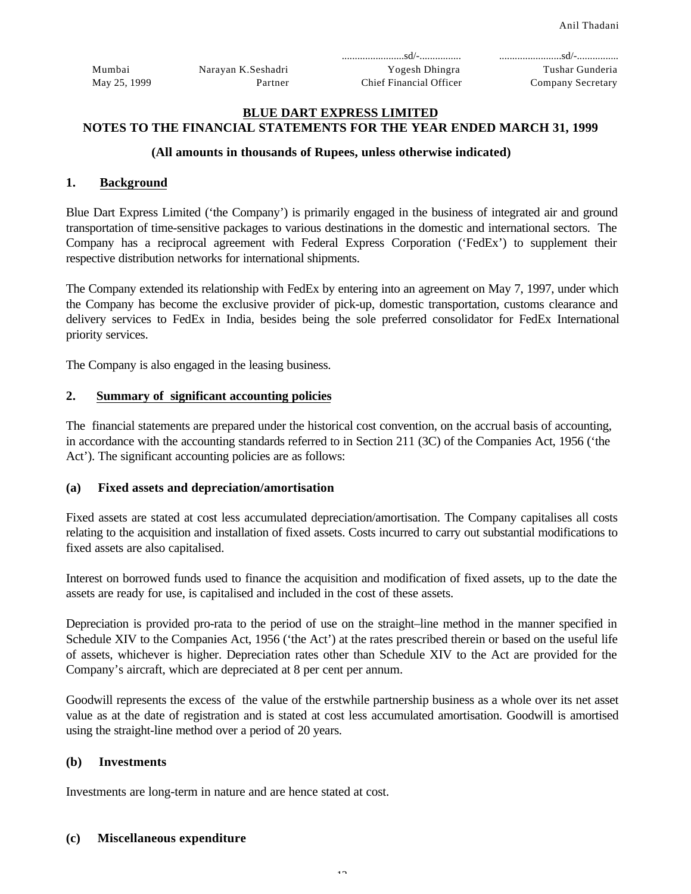Anil Thadani

| | | ........................sd/-................ | ........................sd/-................ |
|---|---|---|---|
| Mumbai | Narayan K.Seshadri | Yogesh Dhingra | Tushar Gunderia |
| May 25, 1999 | Partner | Chief Financial Officer | Company Secretary |

## BLUE DART EXPRESS LIMITED

## NOTES TO THE FINANCIAL STATEMENTS FOR THE YEAR ENDED MARCH 31, 1999

**(All amounts in thousands of Rupees, unless otherwise indicated)**

### 1. Background

Blue Dart Express Limited ('the Company') is primarily engaged in the business of integrated air and ground transportation of time-sensitive packages to various destinations in the domestic and international sectors. The Company has a reciprocal agreement with Federal Express Corporation ('FedEx') to supplement their respective distribution networks for international shipments.

The Company extended its relationship with FedEx by entering into an agreement on May 7, 1997, under which the Company has become the exclusive provider of pick-up, domestic transportation, customs clearance and delivery services to FedEx in India, besides being the sole preferred consolidator for FedEx International priority services.

The Company is also engaged in the leasing business.

### 2. Summary of significant accounting policies

The financial statements are prepared under the historical cost convention, on the accrual basis of accounting, in accordance with the accounting standards referred to in Section 211 (3C) of the Companies Act, 1956 ('the Act'). The significant accounting policies are as follows:

#### (a) Fixed assets and depreciation/amortisation

Fixed assets are stated at cost less accumulated depreciation/amortisation. The Company capitalises all costs relating to the acquisition and installation of fixed assets. Costs incurred to carry out substantial modifications to fixed assets are also capitalised.

Interest on borrowed funds used to finance the acquisition and modification of fixed assets, up to the date the assets are ready for use, is capitalised and included in the cost of these assets.

Depreciation is provided pro-rata to the period of use on the straight–line method in the manner specified in Schedule XIV to the Companies Act, 1956 ('the Act') at the rates prescribed therein or based on the useful life of assets, whichever is higher. Depreciation rates other than Schedule XIV to the Act are provided for the Company's aircraft, which are depreciated at 8 per cent per annum.

Goodwill represents the excess of the value of the erstwhile partnership business as a whole over its net asset value as at the date of registration and is stated at cost less accumulated amortisation. Goodwill is amortised using the straight-line method over a period of 20 years.

#### (b) Investments

Investments are long-term in nature and are hence stated at cost.

#### (c) Miscellaneous expenditure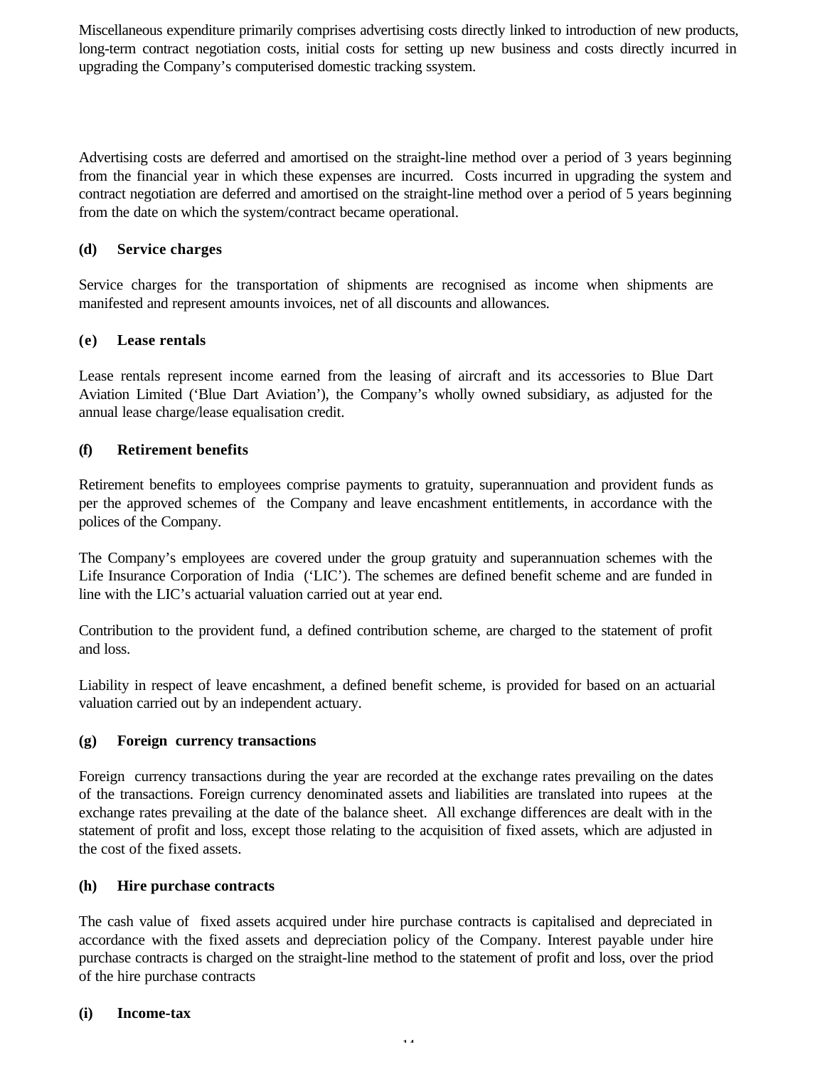Miscellaneous expenditure primarily comprises advertising costs directly linked to introduction of new products, long-term contract negotiation costs, initial costs for setting up new business and costs directly incurred in upgrading the Company's computerised domestic tracking ssystem.

Advertising costs are deferred and amortised on the straight-line method over a period of 3 years beginning from the financial year in which these expenses are incurred. Costs incurred in upgrading the system and contract negotiation are deferred and amortised on the straight-line method over a period of 5 years beginning from the date on which the system/contract became operational.

**(d) Service charges**

Service charges for the transportation of shipments are recognised as income when shipments are manifested and represent amounts invoices, net of all discounts and allowances.

**(e) Lease rentals**

Lease rentals represent income earned from the leasing of aircraft and its accessories to Blue Dart Aviation Limited ('Blue Dart Aviation'), the Company's wholly owned subsidiary, as adjusted for the annual lease charge/lease equalisation credit.

**(f) Retirement benefits**

Retirement benefits to employees comprise payments to gratuity, superannuation and provident funds as per the approved schemes of the Company and leave encashment entitlements, in accordance with the polices of the Company.

The Company's employees are covered under the group gratuity and superannuation schemes with the Life Insurance Corporation of India ('LIC'). The schemes are defined benefit scheme and are funded in line with the LIC's actuarial valuation carried out at year end.

Contribution to the provident fund, a defined contribution scheme, are charged to the statement of profit and loss.

Liability in respect of leave encashment, a defined benefit scheme, is provided for based on an actuarial valuation carried out by an independent actuary.

**(g) Foreign currency transactions**

Foreign currency transactions during the year are recorded at the exchange rates prevailing on the dates of the transactions. Foreign currency denominated assets and liabilities are translated into rupees at the exchange rates prevailing at the date of the balance sheet. All exchange differences are dealt with in the statement of profit and loss, except those relating to the acquisition of fixed assets, which are adjusted in the cost of the fixed assets.

**(h) Hire purchase contracts**

The cash value of fixed assets acquired under hire purchase contracts is capitalised and depreciated in accordance with the fixed assets and depreciation policy of the Company. Interest payable under hire purchase contracts is charged on the straight-line method to the statement of profit and loss, over the priod of the hire purchase contracts

**(i) Income-tax**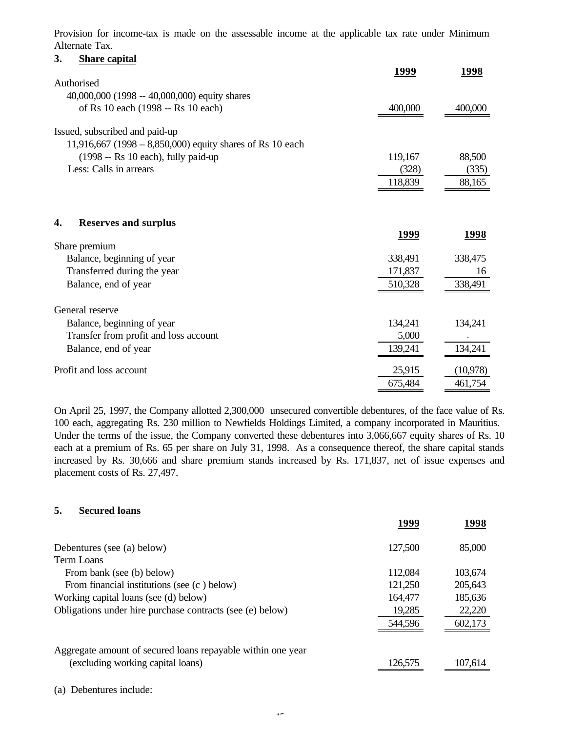Provision for income-tax is made on the assessable income at the applicable tax rate under Minimum Alternate Tax.

### 3. Share capital

| | 1999 | 1998 |
|---|---|---|
| Authorised | | |
| 40,000,000 (1998 -- 40,000,000) equity shares of Rs 10 each (1998 -- Rs 10 each) | 400,000 | 400,000 |
| Issued, subscribed and paid-up | | |
| 11,916,667 (1998 – 8,850,000) equity shares of Rs 10 each (1998 -- Rs 10 each), fully paid-up | 119,167 | 88,500 |
| Less: Calls in arrears | (328) | (335) |
| | 118,839 | 88,165 |

### 4. Reserves and surplus

| | 1999 | 1998 |
|---|---|---|
| Share premium | | |
| Balance, beginning of year | 338,491 | 338,475 |
| Transferred during the year | 171,837 | 16 |
| Balance, end of year | 510,328 | 338,491 |
| General reserve | | |
| Balance, beginning of year | 134,241 | 134,241 |
| Transfer from profit and loss account | 5,000 | - |
| Balance, end of year | 139,241 | 134,241 |
| Profit and loss account | 25,915 | (10,978) |
| | 675,484 | 461,754 |

On April 25, 1997, the Company allotted 2,300,000 unsecured convertible debentures, of the face value of Rs. 100 each, aggregating Rs. 230 million to Newfields Holdings Limited, a company incorporated in Mauritius. Under the terms of the issue, the Company converted these debentures into 3,066,667 equity shares of Rs. 10 each at a premium of Rs. 65 per share on July 31, 1998. As a consequence thereof, the share capital stands increased by Rs. 30,666 and share premium stands increased by Rs. 171,837, net of issue expenses and placement costs of Rs. 27,497.

### 5. Secured loans

| | 1999 | 1998 |
|---|---|---|
| Debentures (see (a) below) | 127,500 | 85,000 |
| Term Loans | | |
| From bank (see (b) below) | 112,084 | 103,674 |
| From financial institutions (see (c ) below) | 121,250 | 205,643 |
| Working capital loans (see (d) below) | 164,477 | 185,636 |
| Obligations under hire purchase contracts (see (e) below) | 19,285 | 22,220 |
| | 544,596 | 602,173 |
| Aggregate amount of secured loans repayable within one year (excluding working capital loans) | 126,575 | 107,614 |

(a) Debentures include: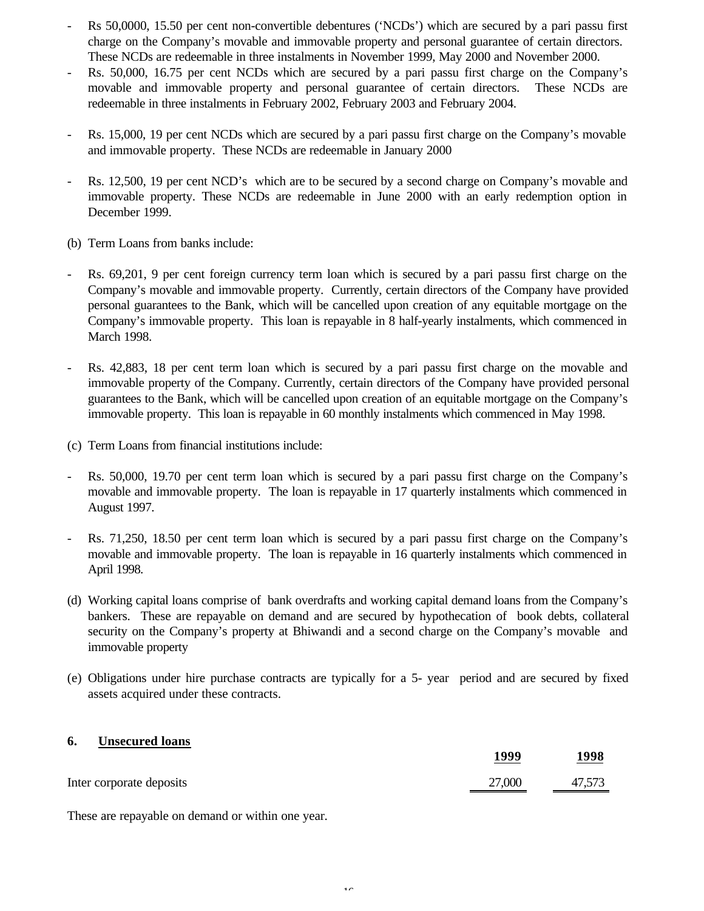- Rs 50,0000, 15.50 per cent non-convertible debentures ('NCDs') which are secured by a pari passu first charge on the Company's movable and immovable property and personal guarantee of certain directors. These NCDs are redeemable in three instalments in November 1999, May 2000 and November 2000.
- Rs. 50,000, 16.75 per cent NCDs which are secured by a pari passu first charge on the Company's movable and immovable property and personal guarantee of certain directors. These NCDs are redeemable in three instalments in February 2002, February 2003 and February 2004.
- Rs. 15,000, 19 per cent NCDs which are secured by a pari passu first charge on the Company's movable and immovable property. These NCDs are redeemable in January 2000
- Rs. 12,500, 19 per cent NCD's which are to be secured by a second charge on Company's movable and immovable property. These NCDs are redeemable in June 2000 with an early redemption option in December 1999.

(b) Term Loans from banks include:

- Rs. 69,201, 9 per cent foreign currency term loan which is secured by a pari passu first charge on the Company's movable and immovable property. Currently, certain directors of the Company have provided personal guarantees to the Bank, which will be cancelled upon creation of any equitable mortgage on the Company's immovable property. This loan is repayable in 8 half-yearly instalments, which commenced in March 1998.
- Rs. 42,883, 18 per cent term loan which is secured by a pari passu first charge on the movable and immovable property of the Company. Currently, certain directors of the Company have provided personal guarantees to the Bank, which will be cancelled upon creation of an equitable mortgage on the Company's immovable property. This loan is repayable in 60 monthly instalments which commenced in May 1998.

(c) Term Loans from financial institutions include:

- Rs. 50,000, 19.70 per cent term loan which is secured by a pari passu first charge on the Company's movable and immovable property. The loan is repayable in 17 quarterly instalments which commenced in August 1997.
- Rs. 71,250, 18.50 per cent term loan which is secured by a pari passu first charge on the Company's movable and immovable property. The loan is repayable in 16 quarterly instalments which commenced in April 1998.

(d) Working capital loans comprise of bank overdrafts and working capital demand loans from the Company's bankers. These are repayable on demand and are secured by hypothecation of book debts, collateral security on the Company's property at Bhiwandi and a second charge on the Company's movable and immovable property

(e) Obligations under hire purchase contracts are typically for a 5- year period and are secured by fixed assets acquired under these contracts.

## 6. Unsecured loans

| | 1999 | 1998 |
|---|---|---|
| Inter corporate deposits | 27,000 | 47,573 |

These are repayable on demand or within one year.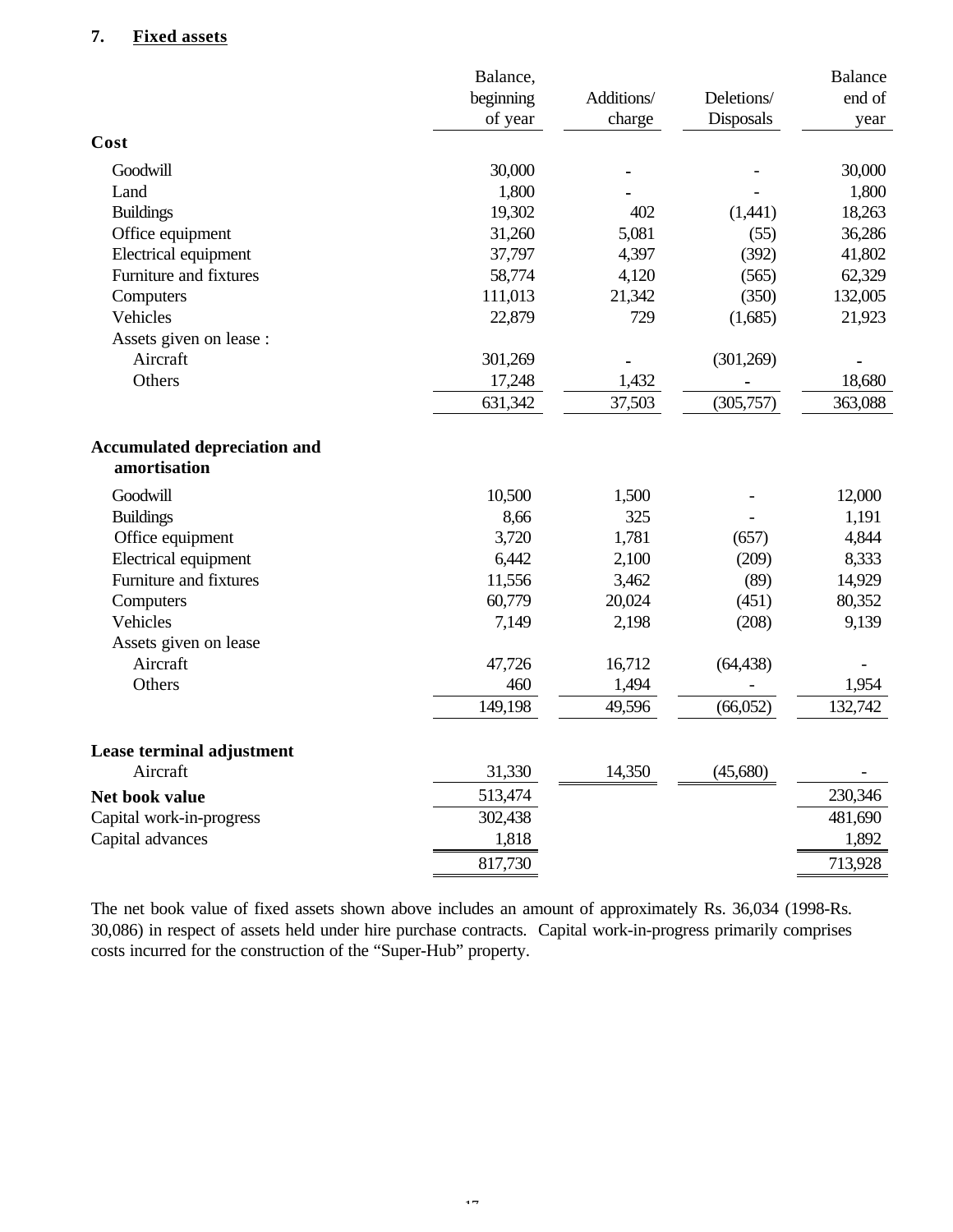## 7. Fixed assets

| | Balance, beginning of year | Additions/ charge | Deletions/ Disposals | Balance end of year |
|---|---|---|---|---|
| **Cost** | | | | |
| Goodwill | 30,000 | - | - | 30,000 |
| Land | 1,800 | - | - | 1,800 |
| Buildings | 19,302 | 402 | (1,441) | 18,263 |
| Office equipment | 31,260 | 5,081 | (55) | 36,286 |
| Electrical equipment | 37,797 | 4,397 | (392) | 41,802 |
| Furniture and fixtures | 58,774 | 4,120 | (565) | 62,329 |
| Computers | 111,013 | 21,342 | (350) | 132,005 |
| Vehicles | 22,879 | 729 | (1,685) | 21,923 |
| Assets given on lease : | | | | |
| Aircraft | 301,269 | - | (301,269) | - |
| Others | 17,248 | 1,432 | - | 18,680 |
| | 631,342 | 37,503 | (305,757) | 363,088 |
| **Accumulated depreciation and amortisation** | | | | |
| Goodwill | 10,500 | 1,500 | - | 12,000 |
| Buildings | 8,66 | 325 | - | 1,191 |
| Office equipment | 3,720 | 1,781 | (657) | 4,844 |
| Electrical equipment | 6,442 | 2,100 | (209) | 8,333 |
| Furniture and fixtures | 11,556 | 3,462 | (89) | 14,929 |
| Computers | 60,779 | 20,024 | (451) | 80,352 |
| Vehicles | 7,149 | 2,198 | (208) | 9,139 |
| Assets given on lease | | | | |
| Aircraft | 47,726 | 16,712 | (64,438) | - |
| Others | 460 | 1,494 | - | 1,954 |
| | 149,198 | 49,596 | (66,052) | 132,742 |
| **Lease terminal adjustment** | | | | |
| Aircraft | 31,330 | 14,350 | (45,680) | - |
| **Net book value** | 513,474 | | | 230,346 |
| Capital work-in-progress | 302,438 | | | 481,690 |
| Capital advances | 1,818 | | | 1,892 |
| | 817,730 | | | 713,928 |

The net book value of fixed assets shown above includes an amount of approximately Rs. 36,034 (1998-Rs. 30,086) in respect of assets held under hire purchase contracts. Capital work-in-progress primarily comprises costs incurred for the construction of the "Super-Hub" property.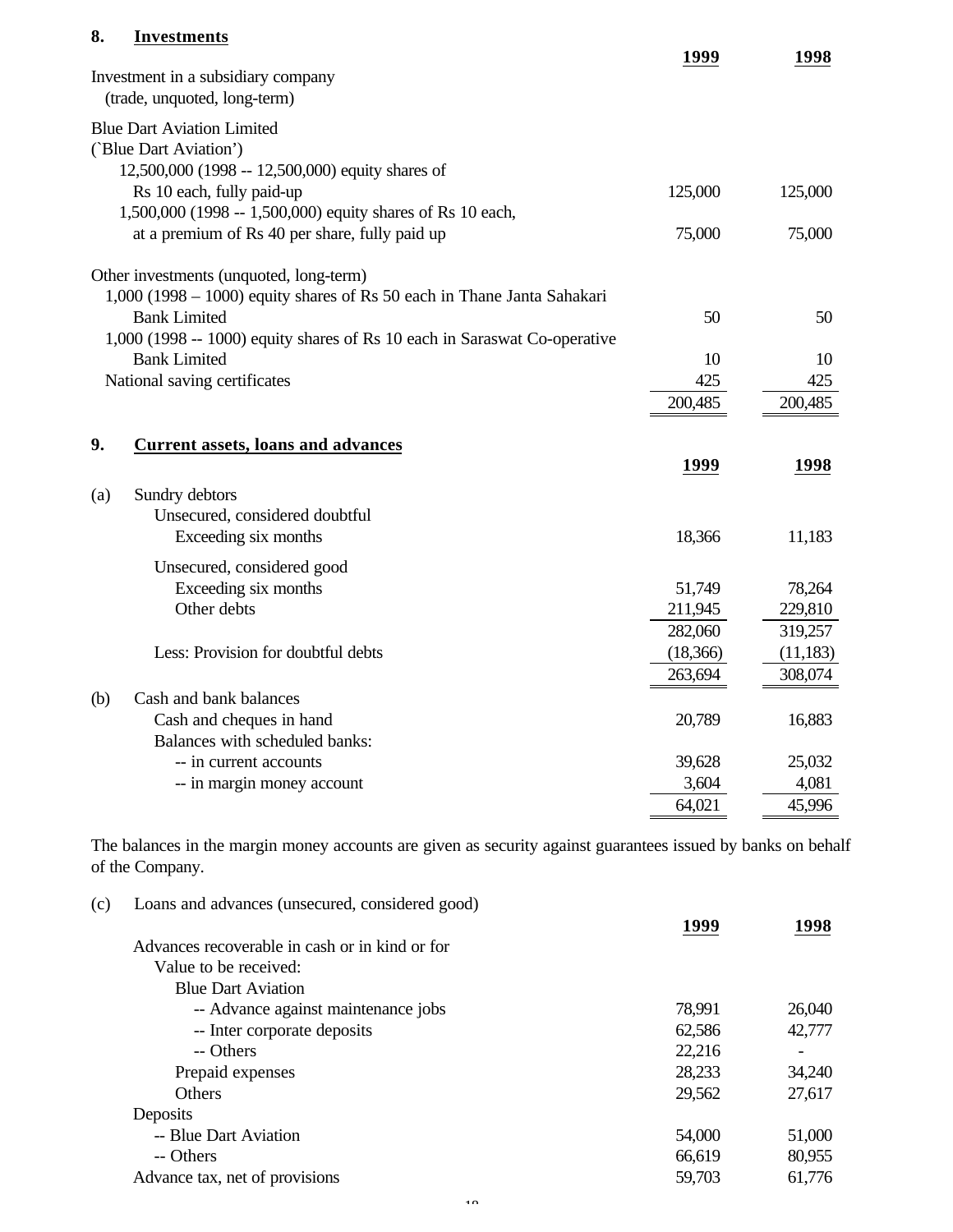## 8. Investments

| | 1999 | 1998 |
|---|---|---|
| Investment in a subsidiary company (trade, unquoted, long-term) | | |
| Blue Dart Aviation Limited (`Blue Dart Aviation') | | |
| 12,500,000 (1998 -- 12,500,000) equity shares of Rs 10 each, fully paid-up | 125,000 | 125,000 |
| 1,500,000 (1998 -- 1,500,000) equity shares of Rs 10 each, at a premium of Rs 40 per share, fully paid up | 75,000 | 75,000 |
| Other investments (unquoted, long-term) | | |
| 1,000 (1998 – 1000) equity shares of Rs 50 each in Thane Janta Sahakari Bank Limited | 50 | 50 |
| 1,000 (1998 -- 1000) equity shares of Rs 10 each in Saraswat Co-operative Bank Limited | 10 | 10 |
| National saving certificates | 425 | 425 |
| | 200,485 | 200,485 |

## 9. Current assets, loans and advances

| | | 1999 | 1998 |
|---|---|---|---|
| (a) | Sundry debtors | | |
| | Unsecured, considered doubtful | | |
| | Exceeding six months | 18,366 | 11,183 |
| | Unsecured, considered good | | |
| | Exceeding six months | 51,749 | 78,264 |
| | Other debts | 211,945 | 229,810 |
| | | 282,060 | 319,257 |
| | Less: Provision for doubtful debts | (18,366) | (11,183) |
| | | 263,694 | 308,074 |
| (b) | Cash and bank balances | | |
| | Cash and cheques in hand | 20,789 | 16,883 |
| | Balances with scheduled banks: | | |
| | -- in current accounts | 39,628 | 25,032 |
| | -- in margin money account | 3,604 | 4,081 |
| | | 64,021 | 45,996 |

The balances in the margin money accounts are given as security against guarantees issued by banks on behalf of the Company.

(c) Loans and advances (unsecured, considered good)

| | 1999 | 1998 |
|---|---|---|
| Advances recoverable in cash or in kind or for Value to be received: | | |
| Blue Dart Aviation | | |
| -- Advance against maintenance jobs | 78,991 | 26,040 |
| -- Inter corporate deposits | 62,586 | 42,777 |
| -- Others | 22,216 | - |
| Prepaid expenses | 28,233 | 34,240 |
| Others | 29,562 | 27,617 |
| Deposits | | |
| -- Blue Dart Aviation | 54,000 | 51,000 |
| -- Others | 66,619 | 80,955 |
| Advance tax, net of provisions | 59,703 | 61,776 |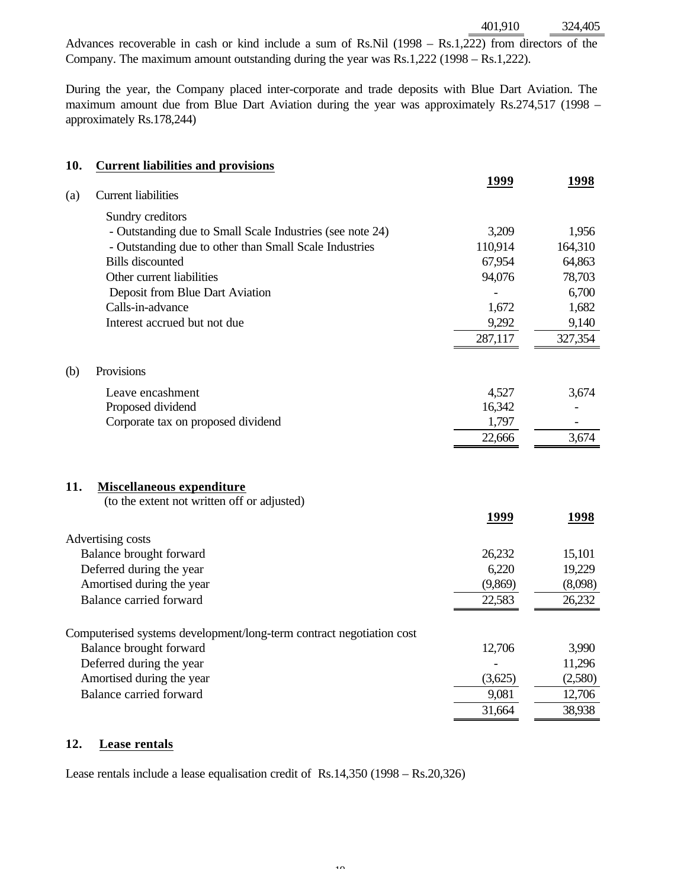| | | |
|---|---|---|
| | 401,910 | 324,405 |

Advances recoverable in cash or kind include a sum of Rs.Nil (1998 – Rs.1,222) from directors of the Company. The maximum amount outstanding during the year was Rs.1,222 (1998 – Rs.1,222).

During the year, the Company placed inter-corporate and trade deposits with Blue Dart Aviation. The maximum amount due from Blue Dart Aviation during the year was approximately Rs.274,517 (1998 – approximately Rs.178,244)

## 10. Current liabilities and provisions

| | 1999 | 1998 |
|---|---|---|
| **(a) Current liabilities** | | |
| Sundry creditors | | |
| - Outstanding due to Small Scale Industries (see note 24) | 3,209 | 1,956 |
| - Outstanding due to other than Small Scale Industries | 110,914 | 164,310 |
| Bills discounted | 67,954 | 64,863 |
| Other current liabilities | 94,076 | 78,703 |
| Deposit from Blue Dart Aviation | - | 6,700 |
| Calls-in-advance | 1,672 | 1,682 |
| Interest accrued but not due | 9,292 | 9,140 |
| | 287,117 | 327,354 |
| **(b) Provisions** | | |
| Leave encashment | 4,527 | 3,674 |
| Proposed dividend | 16,342 | - |
| Corporate tax on proposed dividend | 1,797 | - |
| | 22,666 | 3,674 |

## 11. Miscellaneous expenditure

(to the extent not written off or adjusted)

| | 1999 | 1998 |
|---|---|---|
| Advertising costs | | |
| Balance brought forward | 26,232 | 15,101 |
| Deferred during the year | 6,220 | 19,229 |
| Amortised during the year | (9,869) | (8,098) |
| Balance carried forward | 22,583 | 26,232 |
| Computerised systems development/long-term contract negotiation cost | | |
| Balance brought forward | 12,706 | 3,990 |
| Deferred during the year | - | 11,296 |
| Amortised during the year | (3,625) | (2,580) |
| Balance carried forward | 9,081 | 12,706 |
| | 31,664 | 38,938 |

## 12. Lease rentals

Lease rentals include a lease equalisation credit of Rs.14,350 (1998 – Rs.20,326)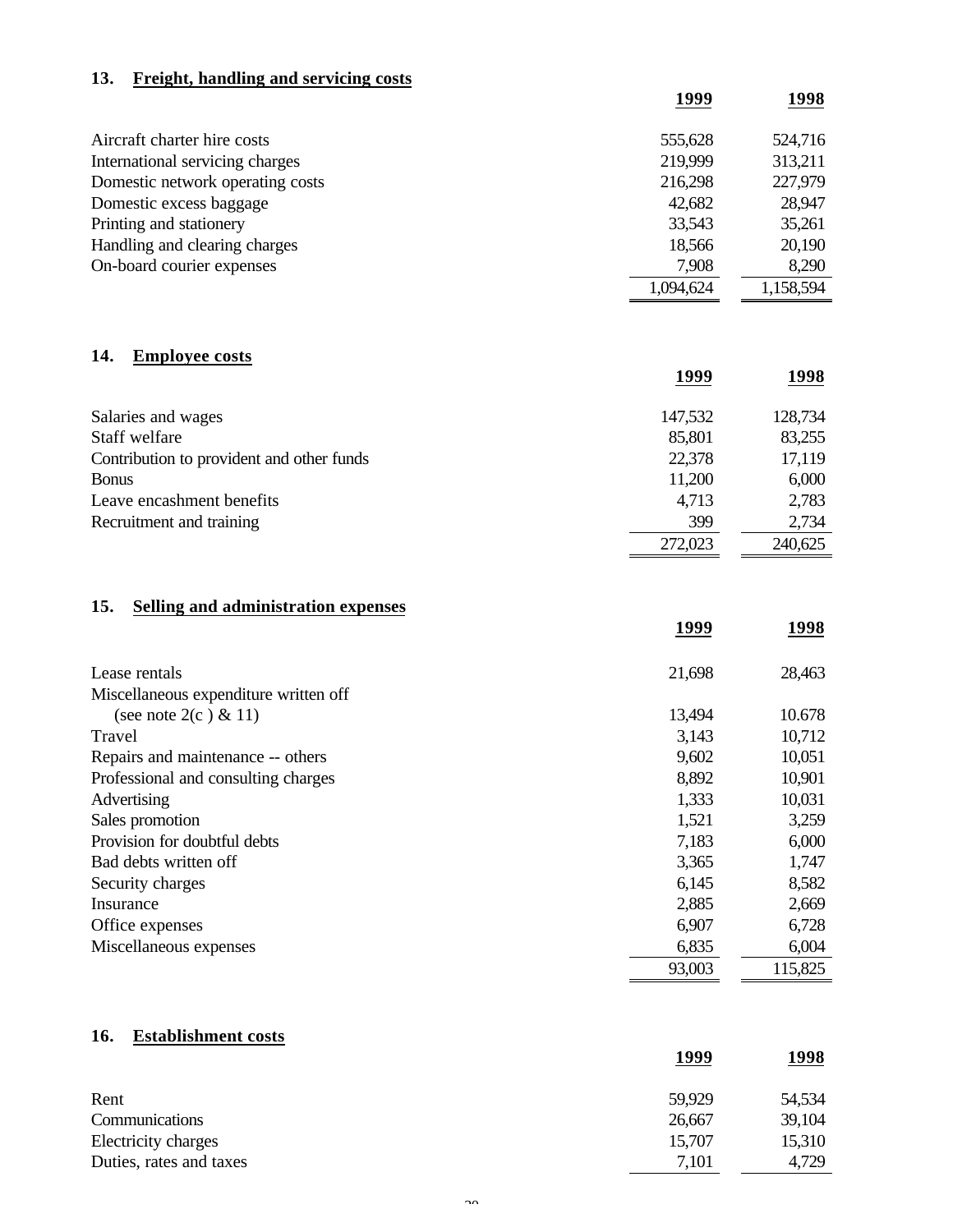## 13. Freight, handling and servicing costs

| | 1999 | 1998 |
|---|---|---|
| Aircraft charter hire costs | 555,628 | 524,716 |
| International servicing charges | 219,999 | 313,211 |
| Domestic network operating costs | 216,298 | 227,979 |
| Domestic excess baggage | 42,682 | 28,947 |
| Printing and stationery | 33,543 | 35,261 |
| Handling and clearing charges | 18,566 | 20,190 |
| On-board courier expenses | 7,908 | 8,290 |
| | 1,094,624 | 1,158,594 |

## 14. Employee costs

| | 1999 | 1998 |
|---|---|---|
| Salaries and wages | 147,532 | 128,734 |
| Staff welfare | 85,801 | 83,255 |
| Contribution to provident and other funds | 22,378 | 17,119 |
| Bonus | 11,200 | 6,000 |
| Leave encashment benefits | 4,713 | 2,783 |
| Recruitment and training | 399 | 2,734 |
| | 272,023 | 240,625 |

## 15. Selling and administration expenses

| | 1999 | 1998 |
|---|---|---|
| Lease rentals | 21,698 | 28,463 |
| Miscellaneous expenditure written off (see note 2(c ) & 11) | 13,494 | 10.678 |
| Travel | 3,143 | 10,712 |
| Repairs and maintenance -- others | 9,602 | 10,051 |
| Professional and consulting charges | 8,892 | 10,901 |
| Advertising | 1,333 | 10,031 |
| Sales promotion | 1,521 | 3,259 |
| Provision for doubtful debts | 7,183 | 6,000 |
| Bad debts written off | 3,365 | 1,747 |
| Security charges | 6,145 | 8,582 |
| Insurance | 2,885 | 2,669 |
| Office expenses | 6,907 | 6,728 |
| Miscellaneous expenses | 6,835 | 6,004 |
| | 93,003 | 115,825 |

## 16. Establishment costs

| | 1999 | 1998 |
|---|---|---|
| Rent | 59,929 | 54,534 |
| Communications | 26,667 | 39,104 |
| Electricity charges | 15,707 | 15,310 |
| Duties, rates and taxes | 7,101 | 4,729 |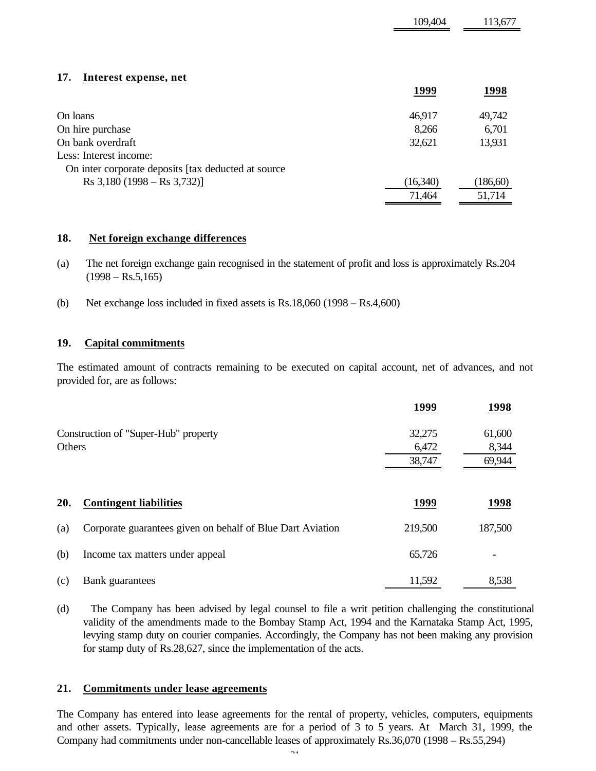| | | |
|---|---|---|
| | 109,404 | 113,677 |

## 17. Interest expense, net

| | 1999 | 1998 |
|---|---|---|
| On loans | 46,917 | 49,742 |
| On hire purchase | 8,266 | 6,701 |
| On bank overdraft | 32,621 | 13,931 |
| Less: Interest income: | | |
| On inter corporate deposits [tax deducted at source Rs 3,180 (1998 – Rs 3,732)] | (16,340) | (186,60) |
| | 71,464 | 51,714 |

## 18. Net foreign exchange differences

(a) The net foreign exchange gain recognised in the statement of profit and loss is approximately Rs.204 (1998 – Rs.5,165)

(b) Net exchange loss included in fixed assets is Rs.18,060 (1998 – Rs.4,600)

## 19. Capital commitments

The estimated amount of contracts remaining to be executed on capital account, net of advances, and not provided for, are as follows:

| | 1999 | 1998 |
|---|---|---|
| Construction of "Super-Hub" property | 32,275 | 61,600 |
| Others | 6,472 | 8,344 |
| | 38,747 | 69,944 |

## 20. Contingent liabilities

| | | 1999 | 1998 |
|---|---|---|---|
| (a) | Corporate guarantees given on behalf of Blue Dart Aviation | 219,500 | 187,500 |
| (b) | Income tax matters under appeal | 65,726 | - |
| (c) | Bank guarantees | 11,592 | 8,538 |

(d) The Company has been advised by legal counsel to file a writ petition challenging the constitutional validity of the amendments made to the Bombay Stamp Act, 1994 and the Karnataka Stamp Act, 1995, levying stamp duty on courier companies. Accordingly, the Company has not been making any provision for stamp duty of Rs.28,627, since the implementation of the acts.

## 21. Commitments under lease agreements

The Company has entered into lease agreements for the rental of property, vehicles, computers, equipments and other assets. Typically, lease agreements are for a period of 3 to 5 years. At March 31, 1999, the Company had commitments under non-cancellable leases of approximately Rs.36,070 (1998 – Rs.55,294)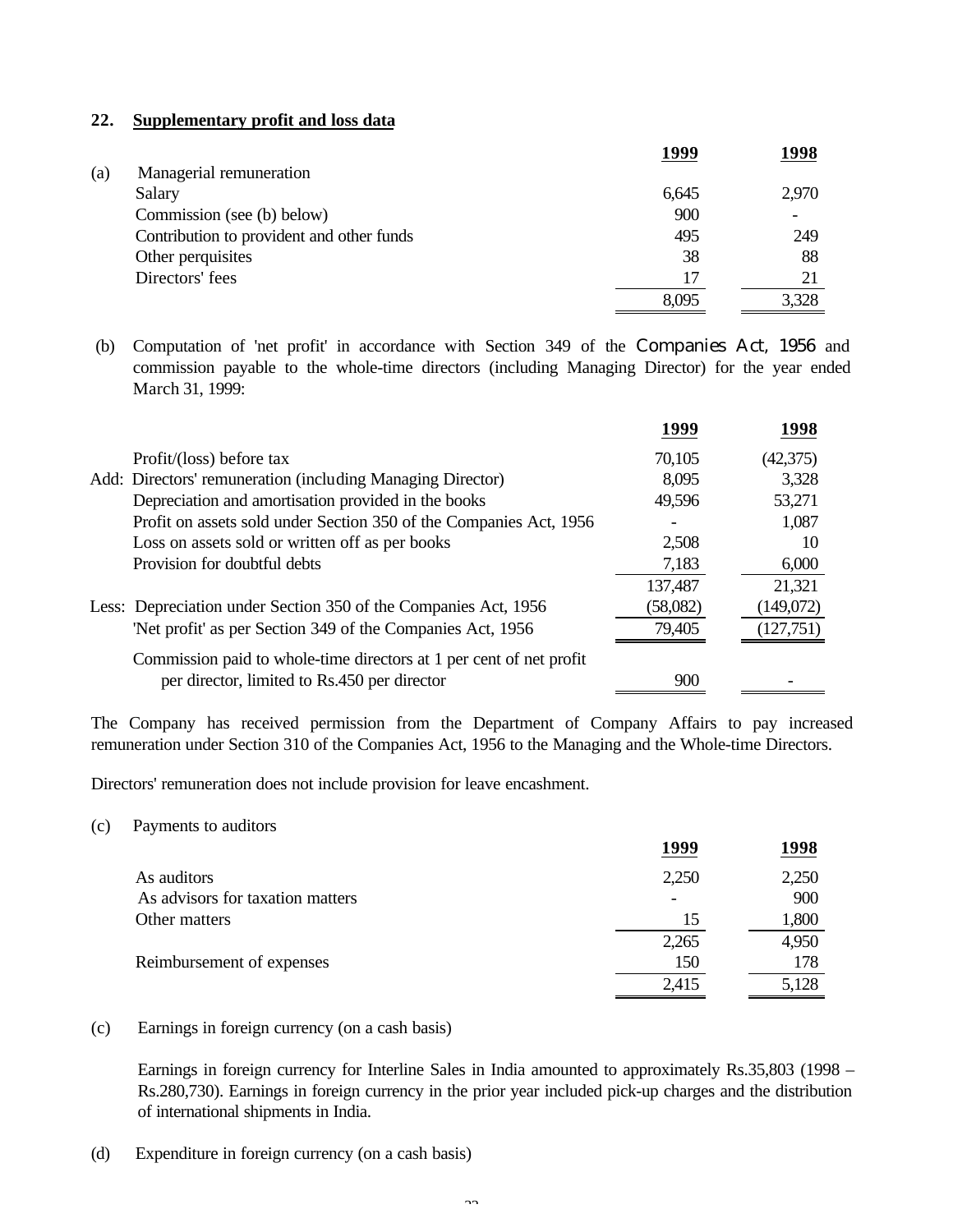## 22. Supplementary profit and loss data

(a) Managerial remuneration

| | 1999 | 1998 |
|---|---|---|
| Salary | 6,645 | 2,970 |
| Commission (see (b) below) | 900 | - |
| Contribution to provident and other funds | 495 | 249 |
| Other perquisites | 38 | 88 |
| Directors' fees | 17 | 21 |
| | 8,095 | 3,328 |

(b) Computation of 'net profit' in accordance with Section 349 of the Companies Act, 1956 and commission payable to the whole-time directors (including Managing Director) for the year ended March 31, 1999:

| | 1999 | 1998 |
|---|---|---|
| Profit/(loss) before tax | 70,105 | (42,375) |
| Add: Directors' remuneration (including Managing Director) | 8,095 | 3,328 |
| Depreciation and amortisation provided in the books | 49,596 | 53,271 |
| Profit on assets sold under Section 350 of the Companies Act, 1956 | - | 1,087 |
| Loss on assets sold or written off as per books | 2,508 | 10 |
| Provision for doubtful debts | 7,183 | 6,000 |
| | 137,487 | 21,321 |
| Less: Depreciation under Section 350 of the Companies Act, 1956 | (58,082) | (149,072) |
| 'Net profit' as per Section 349 of the Companies Act, 1956 | 79,405 | (127,751) |
| Commission paid to whole-time directors at 1 per cent of net profit per director, limited to Rs.450 per director | 900 | - |

The Company has received permission from the Department of Company Affairs to pay increased remuneration under Section 310 of the Companies Act, 1956 to the Managing and the Whole-time Directors.

Directors' remuneration does not include provision for leave encashment.

(c) Payments to auditors

| | 1999 | 1998 |
|---|---|---|
| As auditors | 2,250 | 2,250 |
| As advisors for taxation matters | - | 900 |
| Other matters | 15 | 1,800 |
| | 2,265 | 4,950 |
| Reimbursement of expenses | 150 | 178 |
| | 2,415 | 5,128 |

(c) Earnings in foreign currency (on a cash basis)

Earnings in foreign currency for Interline Sales in India amounted to approximately Rs.35,803 (1998 – Rs.280,730). Earnings in foreign currency in the prior year included pick-up charges and the distribution of international shipments in India.

(d) Expenditure in foreign currency (on a cash basis)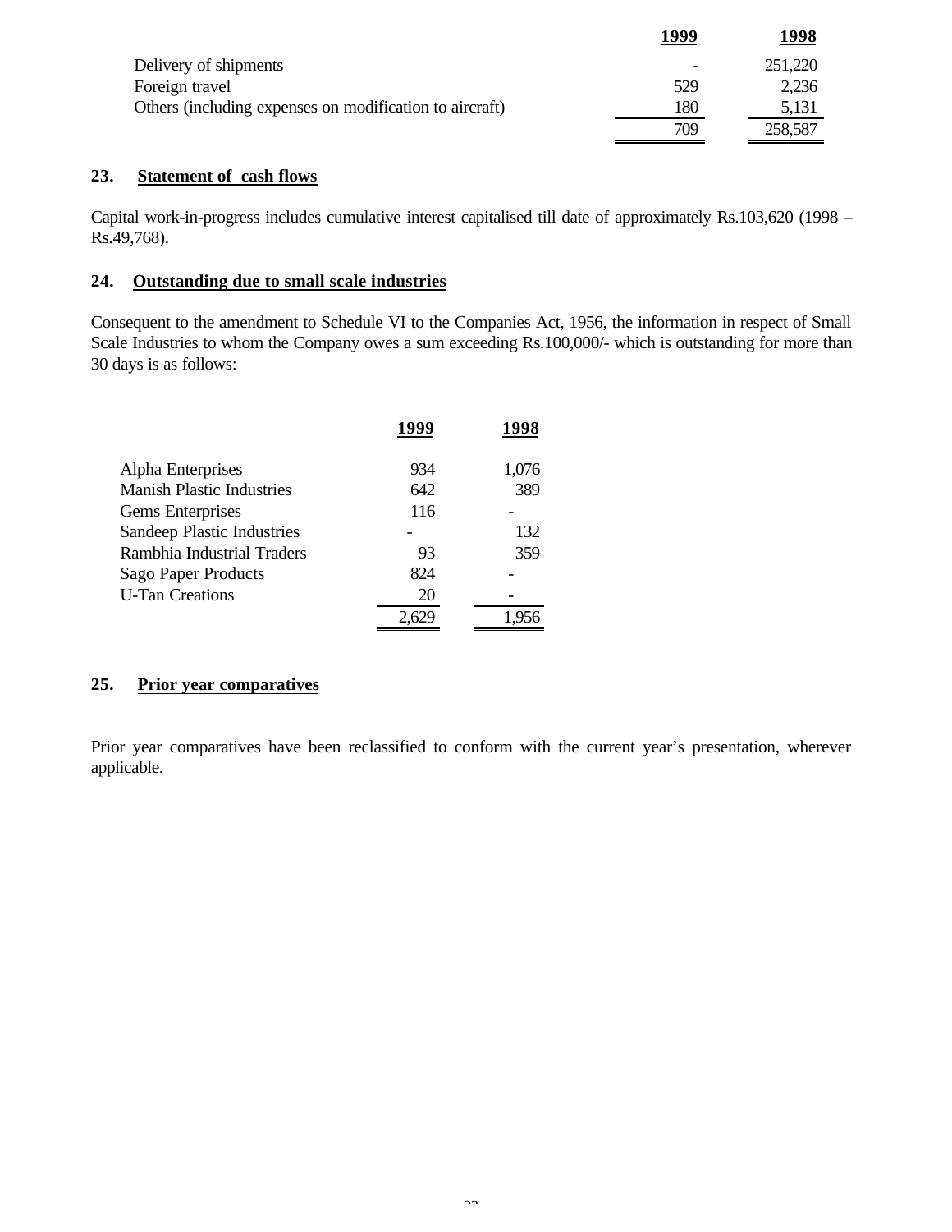| | 1999 | 1998 |
|---|---|---|
| Delivery of shipments | - | 251,220 |
| Foreign travel | 529 | 2,236 |
| Others (including expenses on modification to aircraft) | 180 | 5,131 |
| | 709 | 258,587 |

## 23. Statement of cash flows

Capital work-in-progress includes cumulative interest capitalised till date of approximately Rs.103,620 (1998 – Rs.49,768).

## 24. Outstanding due to small scale industries

Consequent to the amendment to Schedule VI to the Companies Act, 1956, the information in respect of Small Scale Industries to whom the Company owes a sum exceeding Rs.100,000/- which is outstanding for more than 30 days is as follows:

| | 1999 | 1998 |
|---|---|---|
| Alpha Enterprises | 934 | 1,076 |
| Manish Plastic Industries | 642 | 389 |
| Gems Enterprises | 116 | - |
| Sandeep Plastic Industries | - | 132 |
| Rambhia Industrial Traders | 93 | 359 |
| Sago Paper Products | 824 | - |
| U-Tan Creations | 20 | - |
| | 2,629 | 1,956 |

## 25. Prior year comparatives

Prior year comparatives have been reclassified to conform with the current year's presentation, wherever applicable.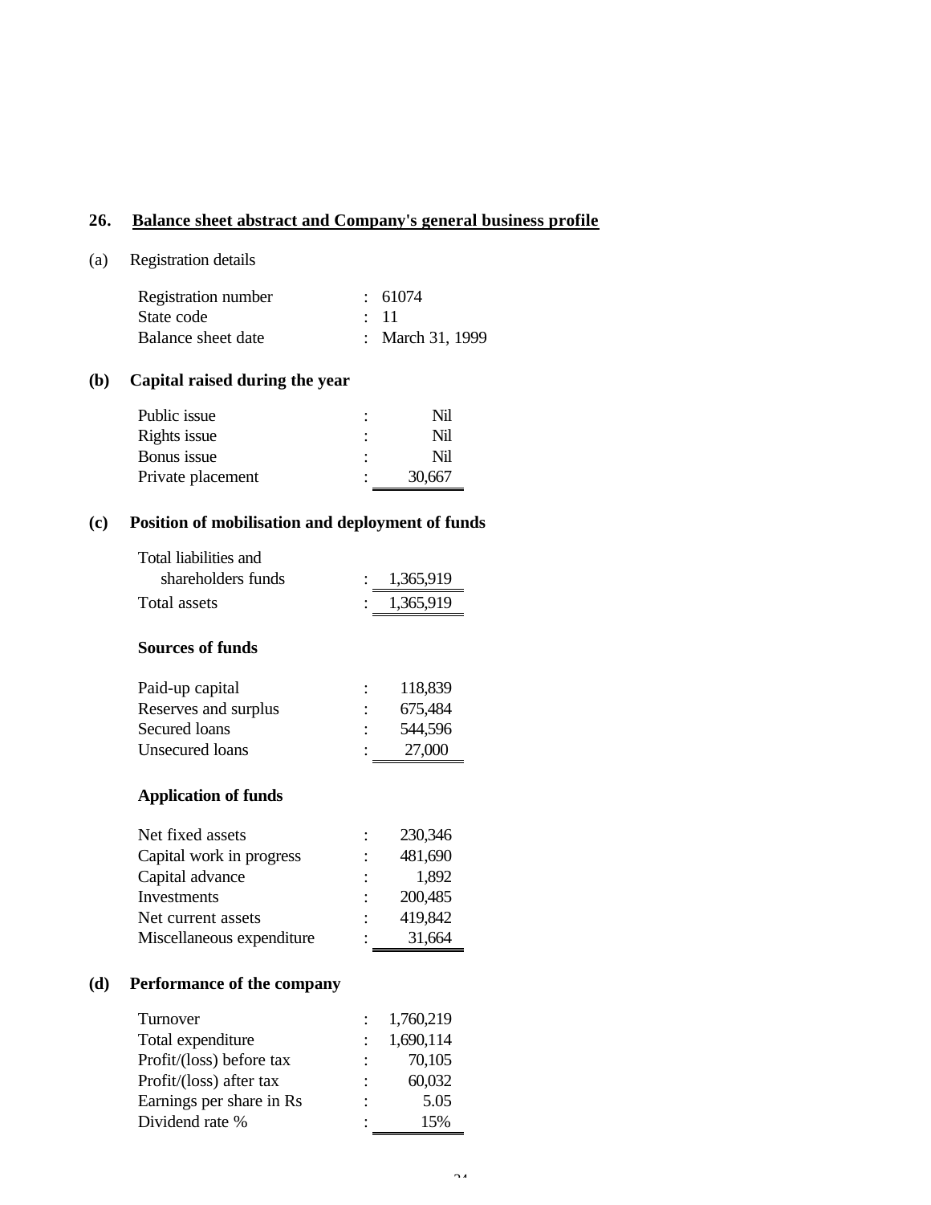## 26. Balance sheet abstract and Company's general business profile

(a) Registration details

| | | |
|---|---|---|
| Registration number | : | 61074 |
| State code | : | 11 |
| Balance sheet date | : | March 31, 1999 |

### (b) Capital raised during the year

| | | |
|---|---|---|
| Public issue | : | Nil |
| Rights issue | : | Nil |
| Bonus issue | : | Nil |
| Private placement | : | 30,667 |

### (c) Position of mobilisation and deployment of funds

| | | |
|---|---|---|
| Total liabilities and shareholders funds | : | 1,365,919 |
| Total assets | : | 1,365,919 |

**Sources of funds**

| | | |
|---|---|---|
| Paid-up capital | : | 118,839 |
| Reserves and surplus | : | 675,484 |
| Secured loans | : | 544,596 |
| Unsecured loans | : | 27,000 |

**Application of funds**

| | | |
|---|---|---|
| Net fixed assets | : | 230,346 |
| Capital work in progress | : | 481,690 |
| Capital advance | : | 1,892 |
| Investments | : | 200,485 |
| Net current assets | : | 419,842 |
| Miscellaneous expenditure | : | 31,664 |

### (d) Performance of the company

| | | |
|---|---|---|
| Turnover | : | 1,760,219 |
| Total expenditure | : | 1,690,114 |
| Profit/(loss) before tax | : | 70,105 |
| Profit/(loss) after tax | : | 60,032 |
| Earnings per share in Rs | : | 5.05 |
| Dividend rate % | : | 15% |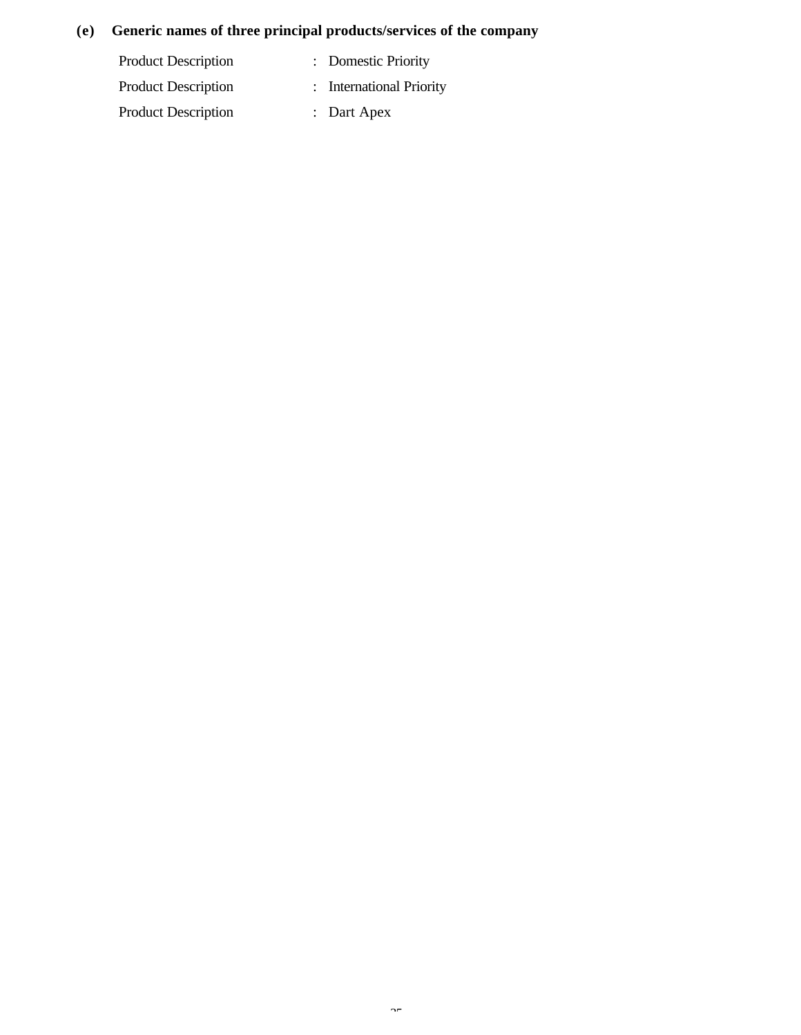**(e) Generic names of three principal products/services of the company**

| | | |
|---|---|---|
| Product Description | : | Domestic Priority |
| Product Description | : | International Priority |
| Product Description | : | Dart Apex |